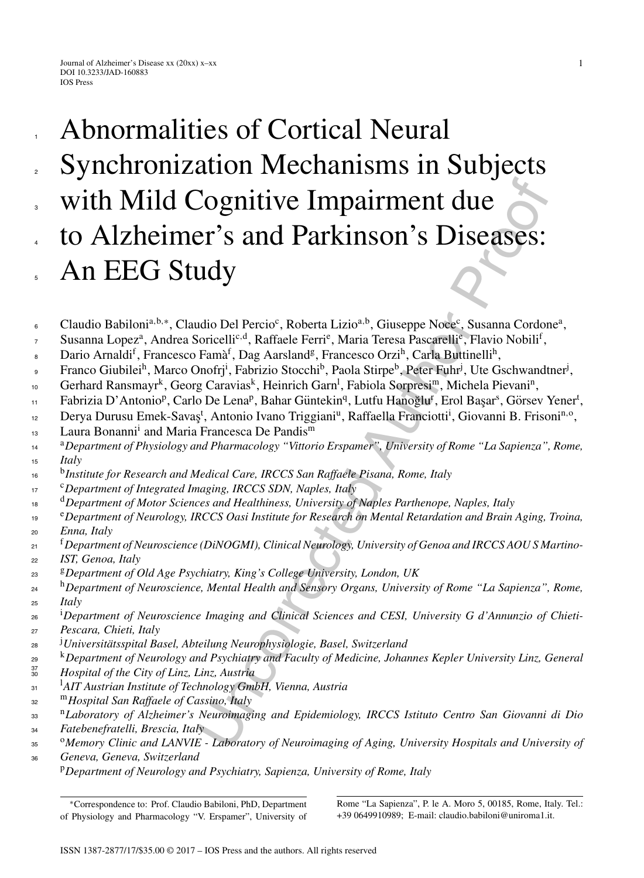# Abnormalities of Cortical Neural Synchronization Mechanisms in Subjects with Mild Cognitive Impairment due to Alzheimer's and Parkinson's Diseases: An EEG Study

Claudio Babiloni[a,b,*], Claudio Del Percio[c], Roberta Lizio[a,b], Giuseppe Noce[c], Susanna Cordone[a], Susanna Lopez[a], Andrea Soricelli[c,d], Raffaele Ferri[e], Maria Teresa Pascarelli[e], Flavio Nobili[f], Dario Arnaldi[f], Francesco Famà[f], Dag Aarsland[g], Francesco Orzi[h], Carla Buttinelli[h], Franco Giubilei[h], Marco Onofrj[i], Fabrizio Stocchi[b], Paola Stirpe[b], Peter Fuhr[j], Ute Gschwandtner[j], Gerhard Ransmayr[k], Georg Caravias[k], Heinrich Garn[l], Fabiola Sorpresi[m], Michela Pievani[n], Fabrizia D'Antonio[p], Carlo De Lena[p], Bahar Güntekin[q], Lutfu Hanoğlu[r], Erol Başar[s], Görsev Yener[t], Derya Durusu Emek-Savaş[t], Antonio Ivano Triggiani[u], Raffaella Franciotti[i], Giovanni B. Frisoni[n,o], Laura Bonanni[i] and Maria Francesca De Pandis[m]

[a]*Department of Physiology and Pharmacology "Vittorio Erspamer", University of Rome "La Sapienza", Rome, Italy*

[b]*Institute for Research and Medical Care, IRCCS San Raffaele Pisana, Rome, Italy*

[c]*Department of Integrated Imaging, IRCCS SDN, Naples, Italy*

[d]*Department of Motor Sciences and Healthiness, University of Naples Parthenope, Naples, Italy*

[e]*Department of Neurology, IRCCS Oasi Institute for Research on Mental Retardation and Brain Aging, Troina, Enna, Italy*

[f]*Department of Neuroscience (DiNOGMI), Clinical Neurology, University of Genoa and IRCCS AOU S Martino-IST, Genoa, Italy*

[g]*Department of Old Age Psychiatry, King's College University, London, UK*

[h]*Department of Neuroscience, Mental Health and Sensory Organs, University of Rome "La Sapienza", Rome, Italy*

[i]*Department of Neuroscience Imaging and Clinical Sciences and CESI, University G d'Annunzio of Chieti-Pescara, Chieti, Italy*

[j]*Universitätsspital Basel, Abteilung Neurophysiologie, Basel, Switzerland*

[k]*Department of Neurology and Psychiatry and Faculty of Medicine, Johannes Kepler University Linz, General Hospital of the City of Linz, Linz, Austria*

[l]*AIT Austrian Institute of Technology GmbH, Vienna, Austria*

[m]*Hospital San Raffaele of Cassino, Italy*

[n]*Laboratory of Alzheimer's Neuroimaging and Epidemiology, IRCCS Istituto Centro San Giovanni di Dio Fatebenefratelli, Brescia, Italy*

[o]*Memory Clinic and LANVIE - Laboratory of Neuroimaging of Aging, University Hospitals and University of Geneva, Geneva, Switzerland*

[p]*Department of Neurology and Psychiatry, Sapienza, University of Rome, Italy*

*Correspondence to: Prof. Claudio Babiloni, PhD, Department of Physiology and Pharmacology "V. Erspamer", University of Rome "La Sapienza", P. le A. Moro 5, 00185, Rome, Italy. Tel.: +39 0649910989; E-mail: claudio.babiloni@uniroma1.it.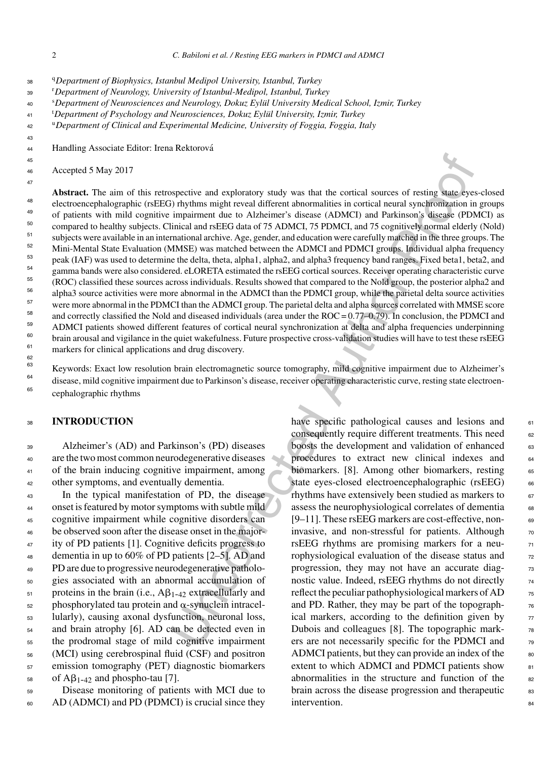[q]*Department of Biophysics, Istanbul Medipol University, Istanbul, Turkey*
[r]*Department of Neurology, University of Istanbul-Medipol, Istanbul, Turkey*
[s]*Department of Neurosciences and Neurology, Dokuz Eylül University Medical School, Izmir, Turkey*
[t]*Department of Psychology and Neurosciences, Dokuz Eylül University, Izmir, Turkey*
[u]*Department of Clinical and Experimental Medicine, University of Foggia, Foggia, Italy*

Handling Associate Editor: Irena Rektorová

Accepted 5 May 2017

**Abstract.** The aim of this retrospective and exploratory study was that the cortical sources of resting state eyes-closed electroencephalographic (rsEEG) rhythms might reveal different abnormalities in cortical neural synchronization in groups of patients with mild cognitive impairment due to Alzheimer's disease (ADMCI) and Parkinson's disease (PDMCI) as compared to healthy subjects. Clinical and rsEEG data of 75 ADMCI, 75 PDMCI, and 75 cognitively normal elderly (Nold) subjects were available in an international archive. Age, gender, and education were carefully matched in the three groups. The Mini-Mental State Evaluation (MMSE) was matched between the ADMCI and PDMCI groups. Individual alpha frequency peak (IAF) was used to determine the delta, theta, alpha1, alpha2, and alpha3 frequency band ranges. Fixed beta1, beta2, and gamma bands were also considered. eLORETA estimated the rsEEG cortical sources. Receiver operating characteristic curve (ROC) classified these sources across individuals. Results showed that compared to the Nold group, the posterior alpha2 and alpha3 source activities were more abnormal in the ADMCI than the PDMCI group, while the parietal delta source activities were more abnormal in the PDMCI than the ADMCI group. The parietal delta and alpha sources correlated with MMSE score and correctly classified the Nold and diseased individuals (area under the ROC = 0.77–0.79). In conclusion, the PDMCI and ADMCI patients showed different features of cortical neural synchronization at delta and alpha frequencies underpinning brain arousal and vigilance in the quiet wakefulness. Future prospective cross-validation studies will have to test these rsEEG markers for clinical applications and drug discovery.

Keywords: Exact low resolution brain electromagnetic source tomography, mild cognitive impairment due to Alzheimer's disease, mild cognitive impairment due to Parkinson's disease, receiver operating characteristic curve, resting state electroencephalographic rhythms

## INTRODUCTION

Alzheimer's (AD) and Parkinson's (PD) diseases are the two most common neurodegenerative diseases of the brain inducing cognitive impairment, among other symptoms, and eventually dementia.

In the typical manifestation of PD, the disease onset is featured by motor symptoms with subtle mild cognitive impairment while cognitive disorders can be observed soon after the disease onset in the majority of PD patients [1]. Cognitive deficits progress to dementia in up to 60% of PD patients [2–5]. AD and PD are due to progressive neurodegenerative pathologies associated with an abnormal accumulation of proteins in the brain (i.e., $A\beta_{1-42}$ extracellularly and phosphorylated tau protein and α-synuclein intracellularly), causing axonal dysfunction, neuronal loss, and brain atrophy [6]. AD can be detected even in the prodromal stage of mild cognitive impairment (MCI) using cerebrospinal fluid (CSF) and positron emission tomography (PET) diagnostic biomarkers of $A\beta_{1-42}$ and phospho-tau [7].

Disease monitoring of patients with MCI due to AD (ADMCI) and PD (PDMCI) is crucial since they have specific pathological causes and lesions and consequently require different treatments. This need boosts the development and validation of enhanced procedures to extract new clinical indexes and biomarkers. [8]. Among other biomarkers, resting state eyes-closed electroencephalographic (rsEEG) rhythms have extensively been studied as markers to assess the neurophysiological correlates of dementia [9–11]. These rsEEG markers are cost-effective, non-invasive, and non-stressful for patients. Although rsEEG rhythms are promising markers for a neurophysiological evaluation of the disease status and progression, they may not have an accurate diagnostic value. Indeed, rsEEG rhythms do not directly reflect the peculiar pathophysiological markers of AD and PD. Rather, they may be part of the topographical markers, according to the definition given by Dubois and colleagues [8]. The topographic markers are not necessarily specific for the PDMCI and ADMCI patients, but they can provide an index of the extent to which ADMCI and PDMCI patients show abnormalities in the structure and function of the brain across the disease progression and therapeutic intervention.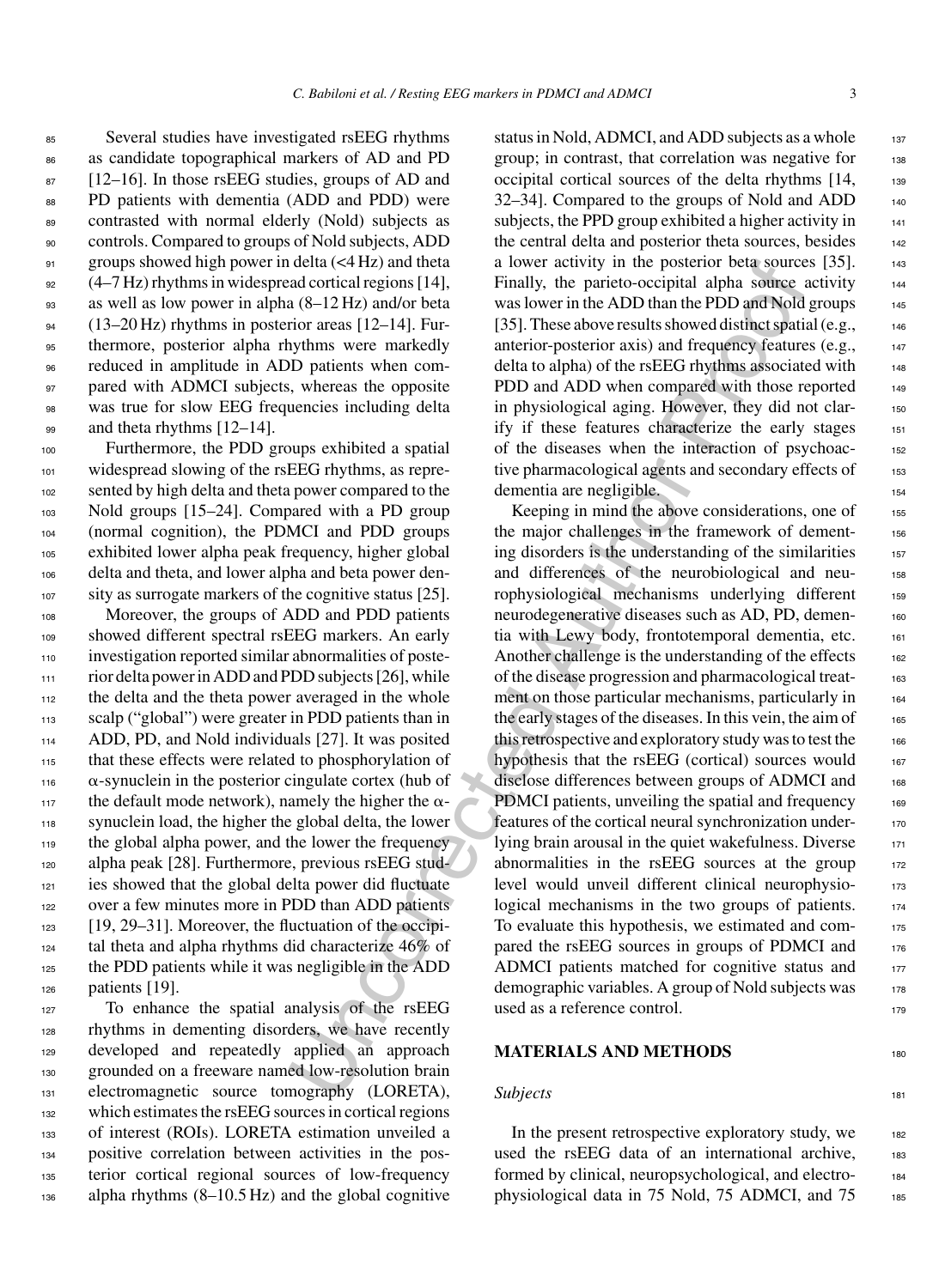Several studies have investigated rsEEG rhythms as candidate topographical markers of AD and PD [12–16]. In those rsEEG studies, groups of AD and PD patients with dementia (ADD and PDD) were contrasted with normal elderly (Nold) subjects as controls. Compared to groups of Nold subjects, ADD groups showed high power in delta (<4 Hz) and theta (4–7 Hz) rhythms in widespread cortical regions [14], as well as low power in alpha (8–12 Hz) and/or beta (13–20 Hz) rhythms in posterior areas [12–14]. Furthermore, posterior alpha rhythms were markedly reduced in amplitude in ADD patients when compared with ADMCI subjects, whereas the opposite was true for slow EEG frequencies including delta and theta rhythms [12–14].

Furthermore, the PDD groups exhibited a spatial widespread slowing of the rsEEG rhythms, as represented by high delta and theta power compared to the Nold groups [15–24]. Compared with a PD group (normal cognition), the PDMCI and PDD groups exhibited lower alpha peak frequency, higher global delta and theta, and lower alpha and beta power density as surrogate markers of the cognitive status [25].

Moreover, the groups of ADD and PDD patients showed different spectral rsEEG markers. An early investigation reported similar abnormalities of posterior delta power in ADD and PDD subjects [26], while the delta and the theta power averaged in the whole scalp ("global") were greater in PDD patients than in ADD, PD, and Nold individuals [27]. It was posited that these effects were related to phosphorylation of α-synuclein in the posterior cingulate cortex (hub of the default mode network), namely the higher the α-synuclein load, the higher the global delta, the lower the global alpha power, and the lower the frequency alpha peak [28]. Furthermore, previous rsEEG studies showed that the global delta power did fluctuate over a few minutes more in PDD than ADD patients [19, 29–31]. Moreover, the fluctuation of the occipital theta and alpha rhythms did characterize 46% of the PDD patients while it was negligible in the ADD patients [19].

To enhance the spatial analysis of the rsEEG rhythms in dementing disorders, we have recently developed and repeatedly applied an approach grounded on a freeware named low-resolution brain electromagnetic source tomography (LORETA), which estimates the rsEEG sources in cortical regions of interest (ROIs). LORETA estimation unveiled a positive correlation between activities in the posterior cortical regional sources of low-frequency alpha rhythms (8–10.5 Hz) and the global cognitive status in Nold, ADMCI, and ADD subjects as a whole group; in contrast, that correlation was negative for occipital cortical sources of the delta rhythms [14, 32–34]. Compared to the groups of Nold and ADD subjects, the PPD group exhibited a higher activity in the central delta and posterior theta sources, besides a lower activity in the posterior beta sources [35]. Finally, the parieto-occipital alpha source activity was lower in the ADD than the PDD and Nold groups [35]. These above results showed distinct spatial (e.g., anterior-posterior axis) and frequency features (e.g., delta to alpha) of the rsEEG rhythms associated with PDD and ADD when compared with those reported in physiological aging. However, they did not clarify if these features characterize the early stages of the diseases when the interaction of psychoactive pharmacological agents and secondary effects of dementia are negligible.

Keeping in mind the above considerations, one of the major challenges in the framework of dementing disorders is the understanding of the similarities and differences of the neurobiological and neurophysiological mechanisms underlying different neurodegenerative diseases such as AD, PD, dementia with Lewy body, frontotemporal dementia, etc. Another challenge is the understanding of the effects of the disease progression and pharmacological treatment on those particular mechanisms, particularly in the early stages of the diseases. In this vein, the aim of this retrospective and exploratory study was to test the hypothesis that the rsEEG (cortical) sources would disclose differences between groups of ADMCI and PDMCI patients, unveiling the spatial and frequency features of the cortical neural synchronization underlying brain arousal in the quiet wakefulness. Diverse abnormalities in the rsEEG sources at the group level would unveil different clinical neurophysiological mechanisms in the two groups of patients. To evaluate this hypothesis, we estimated and compared the rsEEG sources in groups of PDMCI and ADMCI patients matched for cognitive status and demographic variables. A group of Nold subjects was used as a reference control.

## MATERIALS AND METHODS

### *Subjects*

In the present retrospective exploratory study, we used the rsEEG data of an international archive, formed by clinical, neuropsychological, and electrophysiological data in 75 Nold, 75 ADMCI, and 75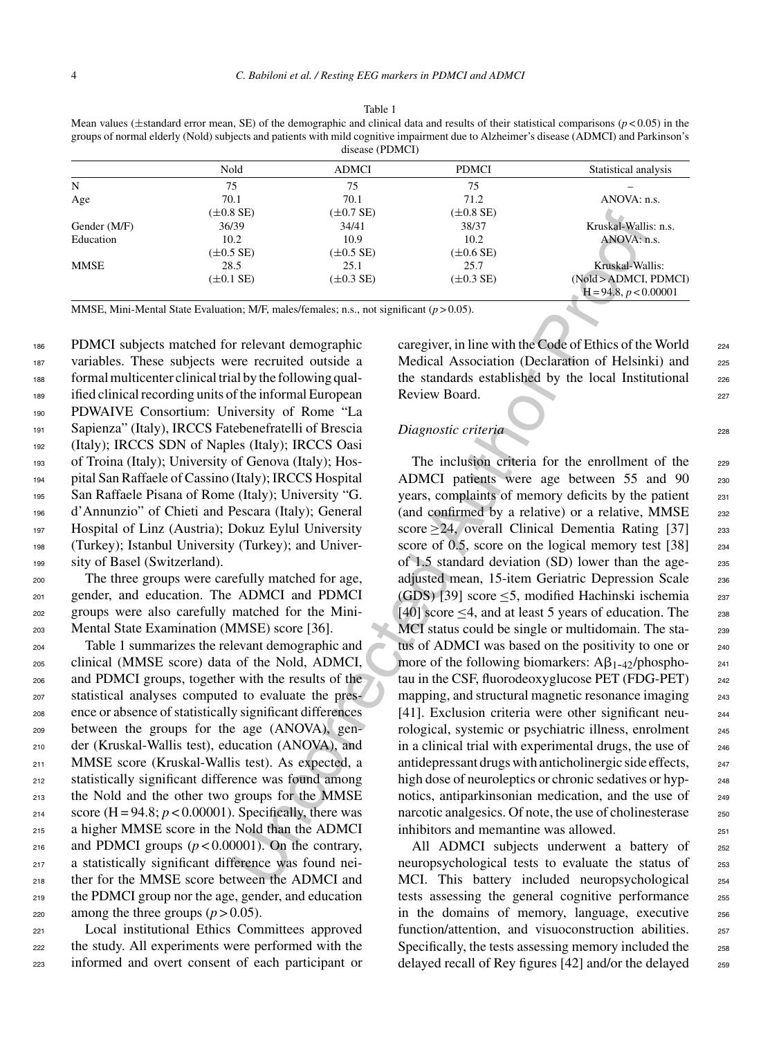Table 1

Mean values (±standard error mean, SE) of the demographic and clinical data and results of their statistical comparisons ($p < 0.05$) in the groups of normal elderly (Nold) subjects and patients with mild cognitive impairment due to Alzheimer's disease (ADMCI) and Parkinson's disease (PDMCI)

| | Nold | ADMCI | PDMCI | Statistical analysis |
|---|---|---|---|---|
| N | 75 | 75 | 75 | – |
| Age | 70.1 (±0.8 SE) | 70.1 (±0.7 SE) | 71.2 (±0.8 SE) | ANOVA: n.s. |
| Gender (M/F) | 36/39 | 34/41 | 38/37 | Kruskal-Wallis: n.s. |
| Education | 10.2 (±0.5 SE) | 10.9 (±0.5 SE) | 10.2 (±0.6 SE) | ANOVA: n.s. |
| MMSE | 28.5 (±0.1 SE) | 25.1 (±0.3 SE) | 25.7 (±0.3 SE) | Kruskal-Wallis: (Nold > ADMCI, PDMCI) H = 94.8, $p < 0.00001$ |

MMSE, Mini-Mental State Evaluation; M/F, males/females; n.s., not significant ($p > 0.05$).

PDMCI subjects matched for relevant demographic variables. These subjects were recruited outside a formal multicenter clinical trial by the following qualified clinical recording units of the informal European PDWAIVE Consortium: University of Rome "La Sapienza" (Italy), IRCCS Fatebenefratelli of Brescia (Italy); IRCCS SDN of Naples (Italy); IRCCS Oasi of Troina (Italy); University of Genova (Italy); Hospital San Raffaele of Cassino (Italy); IRCCS Hospital San Raffaele Pisana of Rome (Italy); University "G. d'Annunzio" of Chieti and Pescara (Italy); General Hospital of Linz (Austria); Dokuz Eylul University (Turkey); Istanbul University (Turkey); and University of Basel (Switzerland).

The three groups were carefully matched for age, gender, and education. The ADMCI and PDMCI groups were also carefully matched for the Mini-Mental State Examination (MMSE) score [36].

Table 1 summarizes the relevant demographic and clinical (MMSE score) data of the Nold, ADMCI, and PDMCI groups, together with the results of the statistical analyses computed to evaluate the presence or absence of statistically significant differences between the groups for the age (ANOVA), gender (Kruskal-Wallis test), education (ANOVA), and MMSE score (Kruskal-Wallis test). As expected, a statistically significant difference was found among the Nold and the other two groups for the MMSE score (H = 94.8; $p < 0.00001$). Specifically, there was a higher MMSE score in the Nold than the ADMCI and PDMCI groups ($p < 0.00001$). On the contrary, a statistically significant difference was found neither for the MMSE score between the ADMCI and the PDMCI group nor the age, gender, and education among the three groups ($p > 0.05$).

Local institutional Ethics Committees approved the study. All experiments were performed with the informed and overt consent of each participant or caregiver, in line with the Code of Ethics of the World Medical Association (Declaration of Helsinki) and the standards established by the local Institutional Review Board.

### *Diagnostic criteria*

The inclusion criteria for the enrollment of the ADMCI patients were age between 55 and 90 years, complaints of memory deficits by the patient (and confirmed by a relative) or a relative, MMSE score ≥24, overall Clinical Dementia Rating [37] score of 0.5, score on the logical memory test [38] of 1.5 standard deviation (SD) lower than the age-adjusted mean, 15-item Geriatric Depression Scale (GDS) [39] score ≤5, modified Hachinski ischemia [40] score ≤4, and at least 5 years of education. The MCI status could be single or multidomain. The status of ADMCI was based on the positivity to one or more of the following biomarkers: $A\beta_{1\text{-}42}$/phospho-tau in the CSF, fluorodeoxyglucose PET (FDG-PET) mapping, and structural magnetic resonance imaging [41]. Exclusion criteria were other significant neurological, systemic or psychiatric illness, enrolment in a clinical trial with experimental drugs, the use of antidepressant drugs with anticholinergic side effects, high dose of neuroleptics or chronic sedatives or hypnotics, antiparkinsonian medication, and the use of narcotic analgesics. Of note, the use of cholinesterase inhibitors and memantine was allowed.

All ADMCI subjects underwent a battery of neuropsychological tests to evaluate the status of MCI. This battery included neuropsychological tests assessing the general cognitive performance in the domains of memory, language, executive function/attention, and visuoconstruction abilities. Specifically, the tests assessing memory included the delayed recall of Rey figures [42] and/or the delayed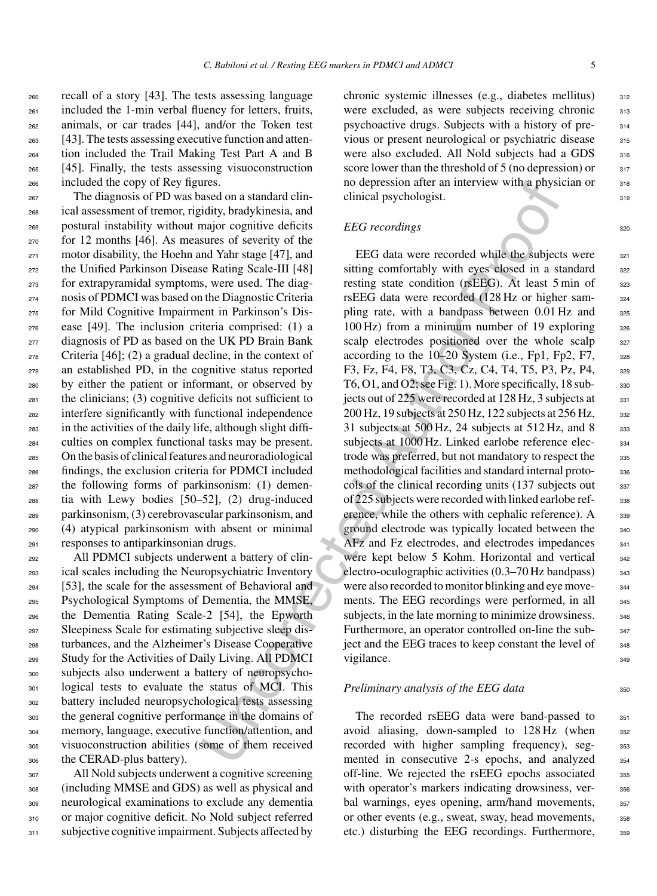recall of a story [43]. The tests assessing language included the 1-min verbal fluency for letters, fruits, animals, or car trades [44], and/or the Token test [43]. The tests assessing executive function and attention included the Trail Making Test Part A and B [45]. Finally, the tests assessing visuoconstruction included the copy of Rey figures.

The diagnosis of PD was based on a standard clinical assessment of tremor, rigidity, bradykinesia, and postural instability without major cognitive deficits for 12 months [46]. As measures of severity of the motor disability, the Hoehn and Yahr stage [47], and the Unified Parkinson Disease Rating Scale-III [48] for extrapyramidal symptoms, were used. The diagnosis of PDMCI was based on the Diagnostic Criteria for Mild Cognitive Impairment in Parkinson's Disease [49]. The inclusion criteria comprised: (1) a diagnosis of PD as based on the UK PD Brain Bank Criteria [46]; (2) a gradual decline, in the context of an established PD, in the cognitive status reported by either the patient or informant, or observed by the clinicians; (3) cognitive deficits not sufficient to interfere significantly with functional independence in the activities of the daily life, although slight difficulties on complex functional tasks may be present. On the basis of clinical features and neuroradiological findings, the exclusion criteria for PDMCI included the following forms of parkinsonism: (1) dementia with Lewy bodies [50–52], (2) drug-induced parkinsonism, (3) cerebrovascular parkinsonism, and (4) atypical parkinsonism with absent or minimal responses to antiparkinsonian drugs.

All PDMCI subjects underwent a battery of clinical scales including the Neuropsychiatric Inventory [53], the scale for the assessment of Behavioral and Psychological Symptoms of Dementia, the MMSE, the Dementia Rating Scale-2 [54], the Epworth Sleepiness Scale for estimating subjective sleep disturbances, and the Alzheimer's Disease Cooperative Study for the Activities of Daily Living. All PDMCI subjects also underwent a battery of neuropsychological tests to evaluate the status of MCI. This battery included neuropsychological tests assessing the general cognitive performance in the domains of memory, language, executive function/attention, and visuoconstruction abilities (some of them received the CERAD-plus battery).

All Nold subjects underwent a cognitive screening (including MMSE and GDS) as well as physical and neurological examinations to exclude any dementia or major cognitive deficit. No Nold subject referred subjective cognitive impairment. Subjects affected by chronic systemic illnesses (e.g., diabetes mellitus) were excluded, as were subjects receiving chronic psychoactive drugs. Subjects with a history of previous or present neurological or psychiatric disease were also excluded. All Nold subjects had a GDS score lower than the threshold of 5 (no depression) or no depression after an interview with a physician or clinical psychologist.

### *EEG recordings*

EEG data were recorded while the subjects were sitting comfortably with eyes closed in a standard resting state condition (rsEEG). At least 5 min of rsEEG data were recorded (128 Hz or higher sampling rate, with a bandpass between 0.01 Hz and 100 Hz) from a minimum number of 19 exploring scalp electrodes positioned over the whole scalp according to the 10–20 System (i.e., Fp1, Fp2, F7, F3, Fz, F4, F8, T3, C3, Cz, C4, T4, T5, P3, Pz, P4, T6, O1, and O2; see Fig. 1). More specifically, 18 subjects out of 225 were recorded at 128 Hz, 3 subjects at 200 Hz, 19 subjects at 250 Hz, 122 subjects at 256 Hz, 31 subjects at 500 Hz, 24 subjects at 512 Hz, and 8 subjects at 1000 Hz. Linked earlobe reference electrode was preferred, but not mandatory to respect the methodological facilities and standard internal protocols of the clinical recording units (137 subjects out of 225 subjects were recorded with linked earlobe reference, while the others with cephalic reference). A ground electrode was typically located between the AFz and Fz electrodes, and electrodes impedances were kept below 5 Kohm. Horizontal and vertical electro-oculographic activities (0.3–70 Hz bandpass) were also recorded to monitor blinking and eye movements. The EEG recordings were performed, in all subjects, in the late morning to minimize drowsiness. Furthermore, an operator controlled on-line the subject and the EEG traces to keep constant the level of vigilance.

### *Preliminary analysis of the EEG data*

The recorded rsEEG data were band-passed to avoid aliasing, down-sampled to 128 Hz (when recorded with higher sampling frequency), segmented in consecutive 2-s epochs, and analyzed off-line. We rejected the rsEEG epochs associated with operator's markers indicating drowsiness, verbal warnings, eyes opening, arm/hand movements, or other events (e.g., sweat, sway, head movements, etc.) disturbing the EEG recordings. Furthermore,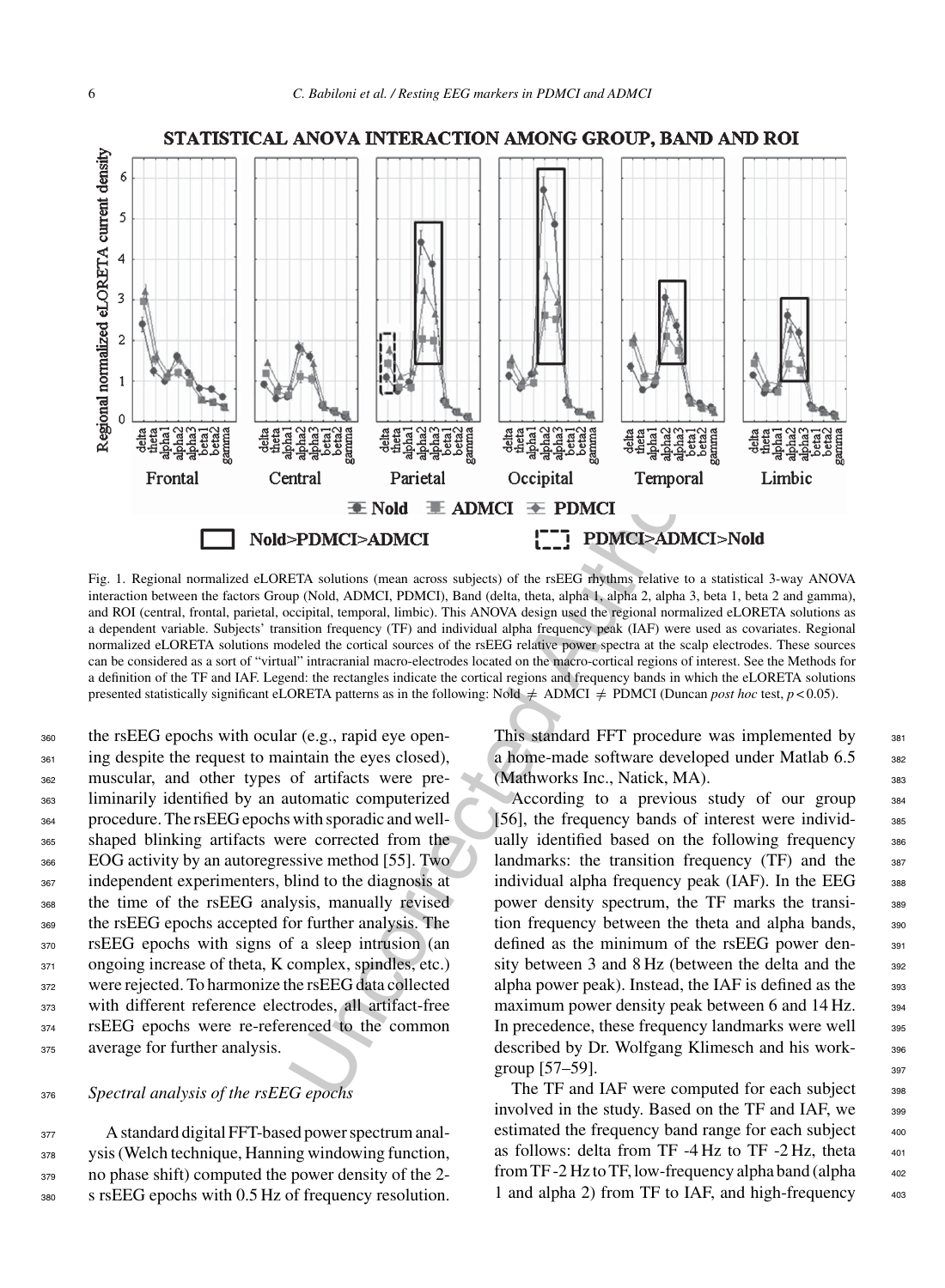Fig. 1. Regional normalized eLORETA solutions (mean across subjects) of the rsEEG rhythms relative to a statistical 3-way ANOVA interaction between the factors Group (Nold, ADMCI, PDMCI), Band (delta, theta, alpha 1, alpha 2, alpha 3, beta 1, beta 2 and gamma), and ROI (central, frontal, parietal, occipital, temporal, limbic). This ANOVA design used the regional normalized eLORETA solutions as a dependent variable. Subjects' transition frequency (TF) and individual alpha frequency peak (IAF) were used as covariates. Regional normalized eLORETA solutions modeled the cortical sources of the rsEEG relative power spectra at the scalp electrodes. These sources can be considered as a sort of "virtual" intracranial macro-electrodes located on the macro-cortical regions of interest. See the Methods for a definition of the TF and IAF. Legend: the rectangles indicate the cortical regions and frequency bands in which the eLORETA solutions presented statistically significant eLORETA patterns as in the following: Nold $\neq$ ADMCI $\neq$ PDMCI (Duncan *post hoc* test, $p < 0.05$).

the rsEEG epochs with ocular (e.g., rapid eye opening despite the request to maintain the eyes closed), muscular, and other types of artifacts were preliminarily identified by an automatic computerized procedure. The rsEEG epochs with sporadic and well-shaped blinking artifacts were corrected from the EOG activity by an autoregressive method [55]. Two independent experimenters, blind to the diagnosis at the time of the rsEEG analysis, manually revised the rsEEG epochs accepted for further analysis. The rsEEG epochs with signs of a sleep intrusion (an ongoing increase of theta, K complex, spindles, etc.) were rejected. To harmonize the rsEEG data collected with different reference electrodes, all artifact-free rsEEG epochs were re-referenced to the common average for further analysis.

### *Spectral analysis of the rsEEG epochs*

A standard digital FFT-based power spectrum analysis (Welch technique, Hanning windowing function, no phase shift) computed the power density of the 2-s rsEEG epochs with 0.5 Hz of frequency resolution. This standard FFT procedure was implemented by a home-made software developed under Matlab 6.5 (Mathworks Inc., Natick, MA).

According to a previous study of our group [56], the frequency bands of interest were individually identified based on the following frequency landmarks: the transition frequency (TF) and the individual alpha frequency peak (IAF). In the EEG power density spectrum, the TF marks the transition frequency between the theta and alpha bands, defined as the minimum of the rsEEG power density between 3 and 8 Hz (between the delta and the alpha power peak). Instead, the IAF is defined as the maximum power density peak between 6 and 14 Hz. In precedence, these frequency landmarks were well described by Dr. Wolfgang Klimesch and his workgroup [57–59].

The TF and IAF were computed for each subject involved in the study. Based on the TF and IAF, we estimated the frequency band range for each subject as follows: delta from TF -4 Hz to TF -2 Hz, theta from TF -2 Hz to TF, low-frequency alpha band (alpha 1 and alpha 2) from TF to IAF, and high-frequency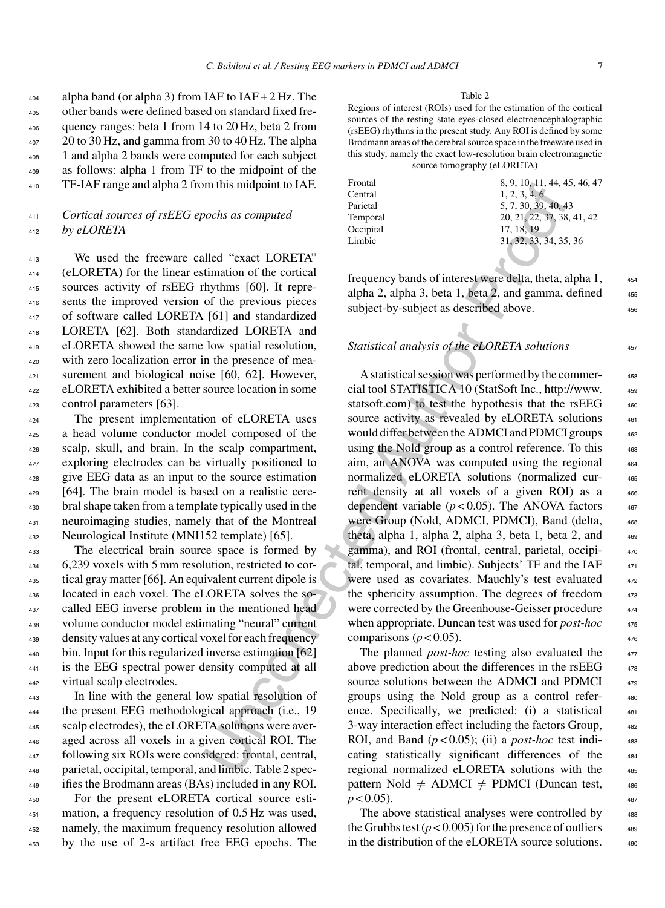alpha band (or alpha 3) from IAF to IAF + 2 Hz. The other bands were defined based on standard fixed frequency ranges: beta 1 from 14 to 20 Hz, beta 2 from 20 to 30 Hz, and gamma from 30 to 40 Hz. The alpha 1 and alpha 2 bands were computed for each subject as follows: alpha 1 from TF to the midpoint of the TF-IAF range and alpha 2 from this midpoint to IAF.

### *Cortical sources of rsEEG epochs as computed by eLORETA*

We used the freeware called "exact LORETA" (eLORETA) for the linear estimation of the cortical sources activity of rsEEG rhythms [60]. It represents the improved version of the previous pieces of software called LORETA [61] and standardized LORETA [62]. Both standardized LORETA and eLORETA showed the same low spatial resolution, with zero localization error in the presence of measurement and biological noise [60, 62]. However, eLORETA exhibited a better source location in some control parameters [63].

The present implementation of eLORETA uses a head volume conductor model composed of the scalp, skull, and brain. In the scalp compartment, exploring electrodes can be virtually positioned to give EEG data as an input to the source estimation [64]. The brain model is based on a realistic cerebral shape taken from a template typically used in the neuroimaging studies, namely that of the Montreal Neurological Institute (MNI152 template) [65].

The electrical brain source space is formed by 6,239 voxels with 5 mm resolution, restricted to cortical gray matter [66]. An equivalent current dipole is located in each voxel. The eLORETA solves the so-called EEG inverse problem in the mentioned head volume conductor model estimating "neural" current density values at any cortical voxel for each frequency bin. Input for this regularized inverse estimation [62] is the EEG spectral power density computed at all virtual scalp electrodes.

In line with the general low spatial resolution of the present EEG methodological approach (i.e., 19 scalp electrodes), the eLORETA solutions were averaged across all voxels in a given cortical ROI. The following six ROIs were considered: frontal, central, parietal, occipital, temporal, and limbic. Table 2 specifies the Brodmann areas (BAs) included in any ROI.

For the present eLORETA cortical source estimation, a frequency resolution of 0.5 Hz was used, namely, the maximum frequency resolution allowed by the use of 2-s artifact free EEG epochs. The frequency bands of interest were delta, theta, alpha 1, alpha 2, alpha 3, beta 1, beta 2, and gamma, defined subject-by-subject as described above.

Table 2
Regions of interest (ROIs) used for the estimation of the cortical sources of the resting state eyes-closed electroencephalographic (rsEEG) rhythms in the present study. Any ROI is defined by some Brodmann areas of the cerebral source space in the freeware used in this study, namely the exact low-resolution brain electromagnetic source tomography (eLORETA)

| ROI | Brodmann areas |
|---|---|
| Frontal | 8, 9, 10, 11, 44, 45, 46, 47 |
| Central | 1, 2, 3, 4, 6 |
| Parietal | 5, 7, 30, 39, 40, 43 |
| Temporal | 20, 21, 22, 37, 38, 41, 42 |
| Occipital | 17, 18, 19 |
| Limbic | 31, 32, 33, 34, 35, 36 |

### *Statistical analysis of the eLORETA solutions*

A statistical session was performed by the commercial tool STATISTICA 10 (StatSoft Inc., http://www.statsoft.com) to test the hypothesis that the rsEEG source activity as revealed by eLORETA solutions would differ between the ADMCI and PDMCI groups using the Nold group as a control reference. To this aim, an ANOVA was computed using the regional normalized eLORETA solutions (normalized current density at all voxels of a given ROI) as a dependent variable ($p < 0.05$). The ANOVA factors were Group (Nold, ADMCI, PDMCI), Band (delta, theta, alpha 1, alpha 2, alpha 3, beta 1, beta 2, and gamma), and ROI (frontal, central, parietal, occipital, temporal, and limbic). Subjects' TF and the IAF were used as covariates. Mauchly's test evaluated the sphericity assumption. The degrees of freedom were corrected by the Greenhouse-Geisser procedure when appropriate. Duncan test was used for *post-hoc* comparisons ($p < 0.05$).

The planned *post-hoc* testing also evaluated the above prediction about the differences in the rsEEG source solutions between the ADMCI and PDMCI groups using the Nold group as a control reference. Specifically, we predicted: (i) a statistical 3-way interaction effect including the factors Group, ROI, and Band ($p < 0.05$); (ii) a *post-hoc* test indicating statistically significant differences of the regional normalized eLORETA solutions with the pattern Nold $\neq$ ADMCI $\neq$ PDMCI (Duncan test, $p < 0.05$).

The above statistical analyses were controlled by the Grubbs test ($p < 0.005$) for the presence of outliers in the distribution of the eLORETA source solutions.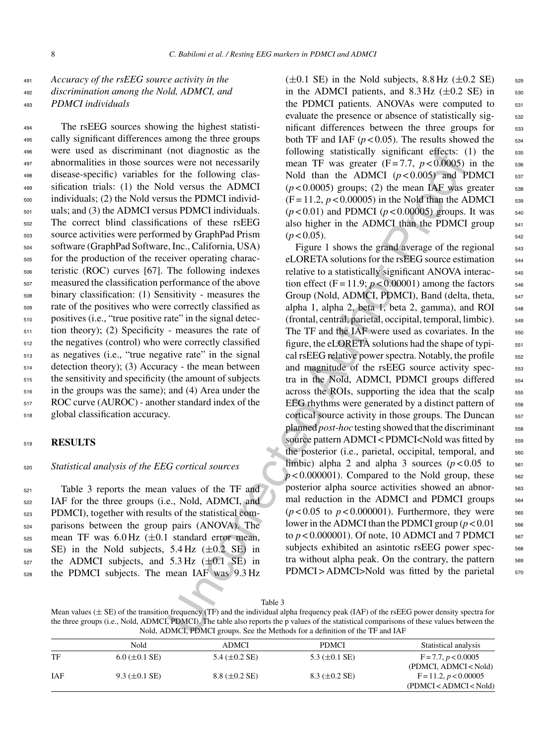### *Accuracy of the rsEEG source activity in the discrimination among the Nold, ADMCI, and PDMCI individuals*

The rsEEG sources showing the highest statistically significant differences among the three groups were used as discriminant (not diagnostic as the abnormalities in those sources were not necessarily disease-specific) variables for the following classification trials: (1) the Nold versus the ADMCI individuals; (2) the Nold versus the PDMCI individuals; and (3) the ADMCI versus PDMCI individuals. The correct blind classifications of these rsEEG source activities were performed by GraphPad Prism software (GraphPad Software, Inc., California, USA) for the production of the receiver operating characteristic (ROC) curves [67]. The following indexes measured the classification performance of the above binary classification: (1) Sensitivity - measures the rate of the positives who were correctly classified as positives (i.e., "true positive rate" in the signal detection theory); (2) Specificity - measures the rate of the negatives (control) who were correctly classified as negatives (i.e., "true negative rate" in the signal detection theory); (3) Accuracy - the mean between the sensitivity and specificity (the amount of subjects in the groups was the same); and (4) Area under the ROC curve (AUROC) - another standard index of the global classification accuracy.

## RESULTS

### *Statistical analysis of the EEG cortical sources*

Table 3 reports the mean values of the TF and IAF for the three groups (i.e., Nold, ADMCI, and PDMCI), together with results of the statistical comparisons between the group pairs (ANOVA). The mean TF was 6.0 Hz (±0.1 standard error mean, SE) in the Nold subjects, 5.4 Hz (±0.2 SE) in the ADMCI subjects, and 5.3 Hz (±0.1 SE) in the PDMCI subjects. The mean IAF was 9.3 Hz (±0.1 SE) in the Nold subjects, 8.8 Hz (±0.2 SE) in the ADMCI patients, and 8.3 Hz (±0.2 SE) in the PDMCI patients. ANOVAs were computed to evaluate the presence or absence of statistically significant differences between the three groups for both TF and IAF ($p < 0.05$). The results showed the following statistically significant effects: (1) the mean TF was greater ($F = 7.7$, $p < 0.0005$) in the Nold than the ADMCI ($p < 0.005$) and PDMCI ($p < 0.0005$) groups; (2) the mean IAF was greater ($F = 11.2$, $p < 0.00005$) in the Nold than the ADMCI ($p < 0.01$) and PDMCI ($p < 0.00005$) groups. It was also higher in the ADMCI than the PDMCI group ($p < 0.05$).

Figure 1 shows the grand average of the regional eLORETA solutions for the rsEEG source estimation relative to a statistically significant ANOVA interaction effect ($F = 11.9$; $p < 0.00001$) among the factors Group (Nold, ADMCI, PDMCI), Band (delta, theta, alpha 1, alpha 2, beta 1, beta 2, gamma), and ROI (frontal, central, parietal, occipital, temporal, limbic). The TF and the IAF were used as covariates. In the figure, the eLORETA solutions had the shape of typical rsEEG relative power spectra. Notably, the profile and magnitude of the rsEEG source activity spectra in the Nold, ADMCI, PDMCI groups differed across the ROIs, supporting the idea that the scalp EEG rhythms were generated by a distinct pattern of cortical source activity in those groups. The Duncan planned *post-hoc* testing showed that the discriminant source pattern ADMCI < PDMCI<Nold was fitted by the posterior (i.e., parietal, occipital, temporal, and limbic) alpha 2 and alpha 3 sources ($p < 0.05$ to $p < 0.000001$). Compared to the Nold group, these posterior alpha source activities showed an abnormal reduction in the ADMCI and PDMCI groups ($p < 0.05$ to $p < 0.000001$). Furthermore, they were lower in the ADMCI than the PDMCI group ($p < 0.01$ to $p < 0.000001$). Of note, 10 ADMCI and 7 PDMCI subjects exhibited an asintotic rsEEG power spectra without alpha peak. On the contrary, the pattern PDMCI > ADMCI>Nold was fitted by the parietal

Table 3

Mean values (± SE) of the transition frequency (TF) and the individual alpha frequency peak (IAF) of the rsEEG power density spectra for the three groups (i.e., Nold, ADMCI, PDMCI). The table also reports the p values of the statistical comparisons of these values between the Nold, ADMCI, PDMCI groups. See the Methods for a definition of the TF and IAF

| | Nold | ADMCI | PDMCI | Statistical analysis |
|---|---|---|---|---|
| TF | 6.0 (±0.1 SE) | 5.4 (±0.2 SE) | 5.3 (±0.1 SE) | $F = 7.7$, $p < 0.0005$ (PDMCI, ADMCI < Nold) |
| IAF | 9.3 (±0.1 SE) | 8.8 (±0.2 SE) | 8.3 (±0.2 SE) | $F = 11.2$, $p < 0.00005$ (PDMCI < ADMCI < Nold) |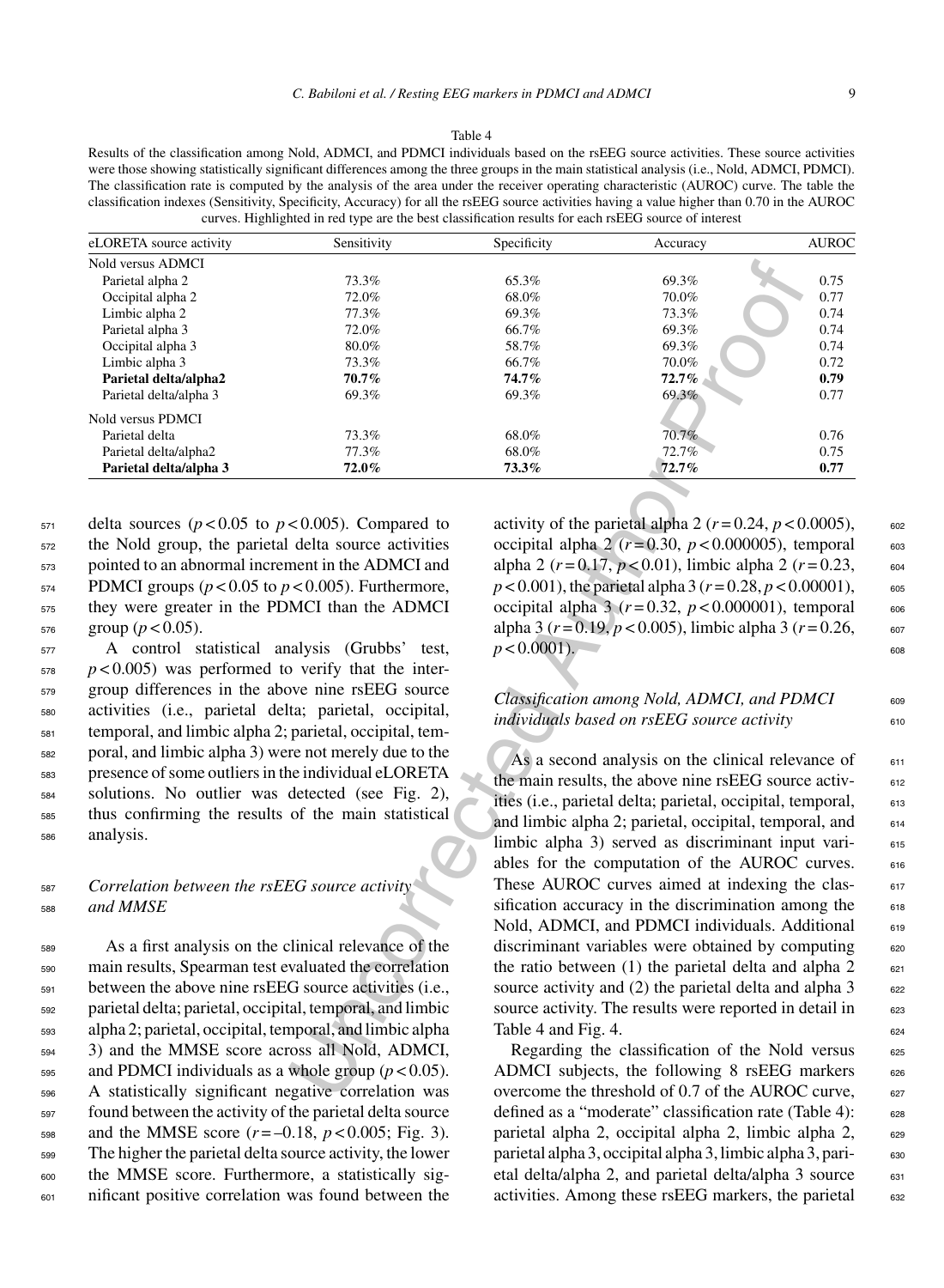Table 4

Results of the classification among Nold, ADMCI, and PDMCI individuals based on the rsEEG source activities. These source activities were those showing statistically significant differences among the three groups in the main statistical analysis (i.e., Nold, ADMCI, PDMCI). The classification rate is computed by the analysis of the area under the receiver operating characteristic (AUROC) curve. The table the classification indexes (Sensitivity, Specificity, Accuracy) for all the rsEEG source activities having a value higher than 0.70 in the AUROC curves. Highlighted in red type are the best classification results for each rsEEG source of interest

| eLORETA source activity | Sensitivity | Specificity | Accuracy | AUROC |
|---|---|---|---|---|
| Nold versus ADMCI | | | | |
| Parietal alpha 2 | 73.3% | 65.3% | 69.3% | 0.75 |
| Occipital alpha 2 | 72.0% | 68.0% | 70.0% | 0.77 |
| Limbic alpha 2 | 77.3% | 69.3% | 73.3% | 0.74 |
| Parietal alpha 3 | 72.0% | 66.7% | 69.3% | 0.74 |
| Occipital alpha 3 | 80.0% | 58.7% | 69.3% | 0.74 |
| Limbic alpha 3 | 73.3% | 66.7% | 70.0% | 0.72 |
| **Parietal delta/alpha2** | **70.7%** | **74.7%** | **72.7%** | **0.79** |
| Parietal delta/alpha 3 | 69.3% | 69.3% | 69.3% | 0.77 |
| Nold versus PDMCI | | | | |
| Parietal delta | 73.3% | 68.0% | 70.7% | 0.76 |
| Parietal delta/alpha2 | 77.3% | 68.0% | 72.7% | 0.75 |
| **Parietal delta/alpha 3** | **72.0%** | **73.3%** | **72.7%** | **0.77** |

delta sources ($p < 0.05$ to $p < 0.005$). Compared to the Nold group, the parietal delta source activities pointed to an abnormal increment in the ADMCI and PDMCI groups ($p < 0.05$ to $p < 0.005$). Furthermore, they were greater in the PDMCI than the ADMCI group ($p < 0.05$).

A control statistical analysis (Grubbs' test, $p < 0.005$) was performed to verify that the inter-group differences in the above nine rsEEG source activities (i.e., parietal delta; parietal, occipital, temporal, and limbic alpha 2; parietal, occipital, temporal, and limbic alpha 3) were not merely due to the presence of some outliers in the individual eLORETA solutions. No outlier was detected (see Fig. 2), thus confirming the results of the main statistical analysis.

### *Correlation between the rsEEG source activity and MMSE*

As a first analysis on the clinical relevance of the main results, Spearman test evaluated the correlation between the above nine rsEEG source activities (i.e., parietal delta; parietal, occipital, temporal, and limbic alpha 2; parietal, occipital, temporal, and limbic alpha 3) and the MMSE score across all Nold, ADMCI, and PDMCI individuals as a whole group ($p < 0.05$). A statistically significant negative correlation was found between the activity of the parietal delta source and the MMSE score ($r = -0.18$, $p < 0.005$; Fig. 3). The higher the parietal delta source activity, the lower the MMSE score. Furthermore, a statistically significant positive correlation was found between the activity of the parietal alpha 2 ($r = 0.24$, $p < 0.0005$), occipital alpha 2 ($r = 0.30$, $p < 0.000005$), temporal alpha 2 ($r = 0.17$, $p < 0.01$), limbic alpha 2 ($r = 0.23$, $p < 0.001$), the parietal alpha 3 ($r = 0.28$, $p < 0.00001$), occipital alpha 3 ($r = 0.32$, $p < 0.000001$), temporal alpha 3 ($r = 0.19$, $p < 0.005$), limbic alpha 3 ($r = 0.26$, $p < 0.0001$).

### *Classification among Nold, ADMCI, and PDMCI individuals based on rsEEG source activity*

As a second analysis on the clinical relevance of the main results, the above nine rsEEG source activities (i.e., parietal delta; parietal, occipital, temporal, and limbic alpha 2; parietal, occipital, temporal, and limbic alpha 3) served as discriminant input variables for the computation of the AUROC curves. These AUROC curves aimed at indexing the classification accuracy in the discrimination among the Nold, ADMCI, and PDMCI individuals. Additional discriminant variables were obtained by computing the ratio between (1) the parietal delta and alpha 2 source activity and (2) the parietal delta and alpha 3 source activity. The results were reported in detail in Table 4 and Fig. 4.

Regarding the classification of the Nold versus ADMCI subjects, the following 8 rsEEG markers overcome the threshold of 0.7 of the AUROC curve, defined as a "moderate" classification rate (Table 4): parietal alpha 2, occipital alpha 2, limbic alpha 2, parietal alpha 3, occipital alpha 3, limbic alpha 3, parietal delta/alpha 2, and parietal delta/alpha 3 source activities. Among these rsEEG markers, the parietal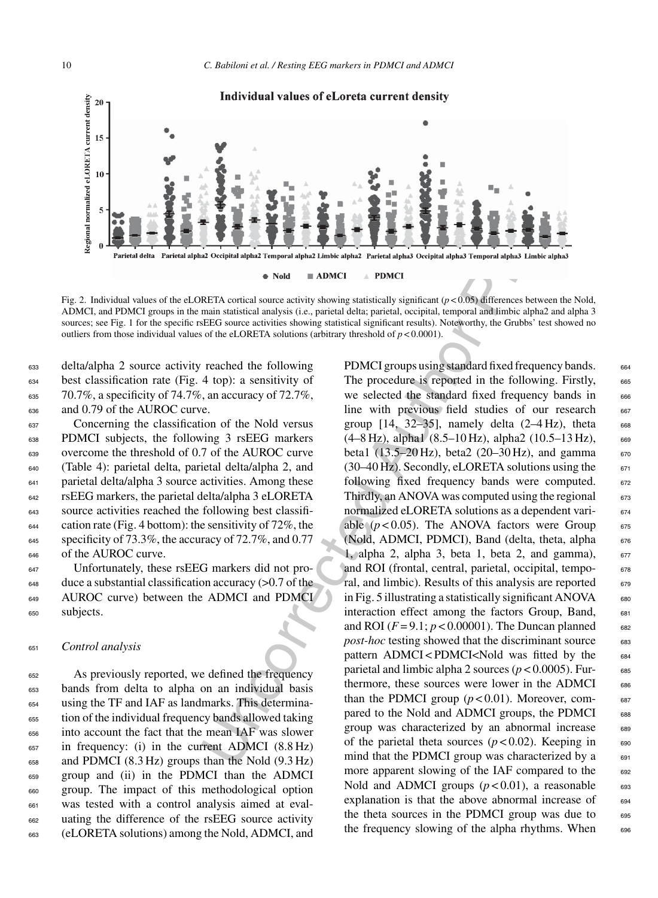Fig. 2. Individual values of the eLORETA cortical source activity showing statistically significant ($p < 0.05$) differences between the Nold, ADMCI, and PDMCI groups in the main statistical analysis (i.e., parietal delta; parietal, occipital, temporal and limbic alpha2 and alpha 3 sources; see Fig. 1 for the specific rsEEG source activities showing statistical significant results). Noteworthy, the Grubbs' test showed no outliers from those individual values of the eLORETA solutions (arbitrary threshold of $p < 0.0001$).

delta/alpha 2 source activity reached the following best classification rate (Fig. 4 top): a sensitivity of 70.7%, a specificity of 74.7%, an accuracy of 72.7%, and 0.79 of the AUROC curve.

Concerning the classification of the Nold versus PDMCI subjects, the following 3 rsEEG markers overcome the threshold of 0.7 of the AUROC curve (Table 4): parietal delta, parietal delta/alpha 2, and parietal delta/alpha 3 source activities. Among these rsEEG markers, the parietal delta/alpha 3 eLORETA source activities reached the following best classification rate (Fig. 4 bottom): the sensitivity of 72%, the specificity of 73.3%, the accuracy of 72.7%, and 0.77 of the AUROC curve.

Unfortunately, these rsEEG markers did not produce a substantial classification accuracy (>0.7 of the AUROC curve) between the ADMCI and PDMCI subjects.

### *Control analysis*

As previously reported, we defined the frequency bands from delta to alpha on an individual basis using the TF and IAF as landmarks. This determination of the individual frequency bands allowed taking into account the fact that the mean IAF was slower in frequency: (i) in the current ADMCI (8.8 Hz) and PDMCI (8.3 Hz) groups than the Nold (9.3 Hz) group and (ii) in the PDMCI than the ADMCI group. The impact of this methodological option was tested with a control analysis aimed at evaluating the difference of the rsEEG source activity (eLORETA solutions) among the Nold, ADMCI, and PDMCI groups using standard fixed frequency bands. The procedure is reported in the following. Firstly, we selected the standard fixed frequency bands in line with previous field studies of our research group [14, 32–35], namely delta (2–4 Hz), theta (4–8 Hz), alpha1 (8.5–10 Hz), alpha2 (10.5–13 Hz), beta1 (13.5–20 Hz), beta2 (20–30 Hz), and gamma (30–40 Hz). Secondly, eLORETA solutions using the following fixed frequency bands were computed. Thirdly, an ANOVA was computed using the regional normalized eLORETA solutions as a dependent variable ($p < 0.05$). The ANOVA factors were Group (Nold, ADMCI, PDMCI), Band (delta, theta, alpha 1, alpha 2, alpha 3, beta 1, beta 2, and gamma), and ROI (frontal, central, parietal, occipital, temporal, and limbic). Results of this analysis are reported in Fig. 5 illustrating a statistically significant ANOVA interaction effect among the factors Group, Band, and ROI ($F = 9.1$; $p < 0.00001$). The Duncan planned *post-hoc* testing showed that the discriminant source pattern ADMCI < PDMCI<Nold was fitted by the parietal and limbic alpha 2 sources ($p < 0.0005$). Furthermore, these sources were lower in the ADMCI than the PDMCI group ($p < 0.01$). Moreover, compared to the Nold and ADMCI groups, the PDMCI group was characterized by an abnormal increase of the parietal theta sources ($p < 0.02$). Keeping in mind that the PDMCI group was characterized by a more apparent slowing of the IAF compared to the Nold and ADMCI groups ($p < 0.01$), a reasonable explanation is that the above abnormal increase of the theta sources in the PDMCI group was due to the frequency slowing of the alpha rhythms. When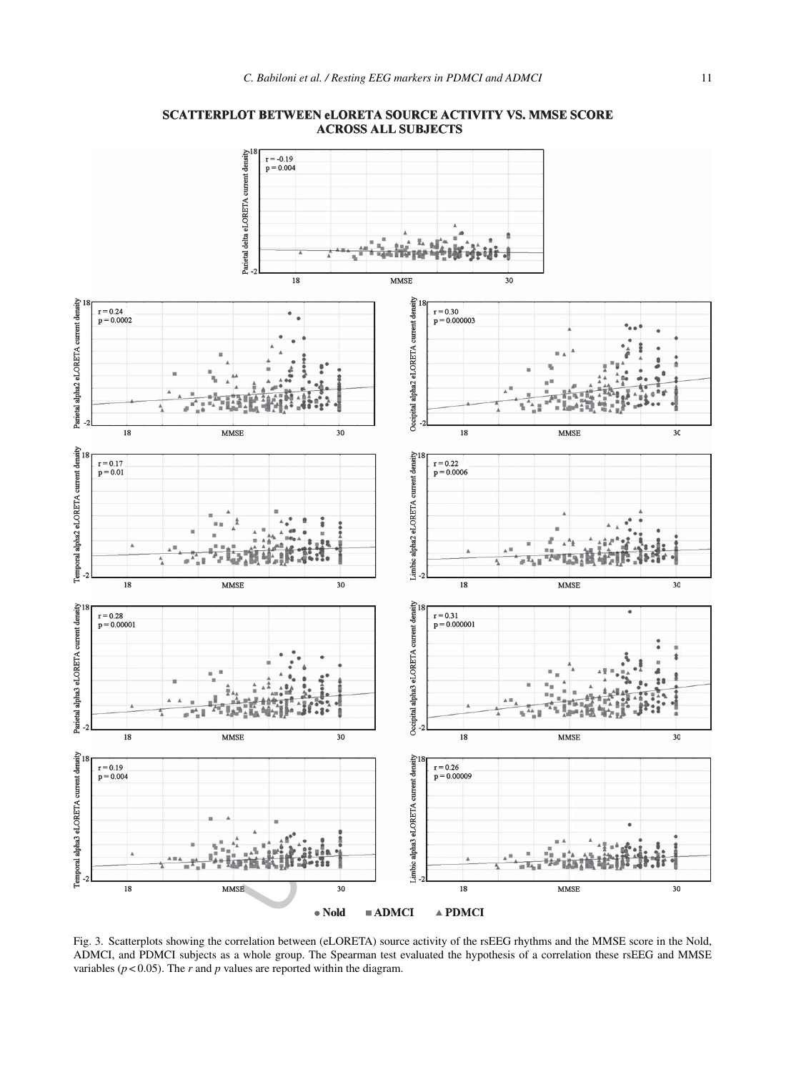**SCATTERPLOT BETWEEN eLORETA SOURCE ACTIVITY VS. MMSE SCORE ACROSS ALL SUBJECTS**

Parietal delta eLORETA current density: $r = -0.19$, $p = 0.004$

Parietal alpha2 eLORETA current density: $r = 0.24$, $p = 0.0002$

Occipital alpha2 eLORETA current density: $r = 0.30$, $p = 0.000003$

Temporal alpha2 eLORETA current density: $r = 0.17$, $p = 0.01$

Limbic alpha2 eLORETA current density: $r = 0.22$, $p = 0.0006$

Parietal alpha3 eLORETA current density: $r = 0.28$, $p = 0.00001$

Occipital alpha3 eLORETA current density: $r = 0.31$, $p = 0.000001$

Temporal alpha3 eLORETA current density: $r = 0.19$, $p = 0.004$

Limbic alpha3 eLORETA current density: $r = 0.26$, $p = 0.00009$

● Nold ■ ADMCI ▲ PDMCI

Fig. 3. Scatterplots showing the correlation between (eLORETA) source activity of the rsEEG rhythms and the MMSE score in the Nold, ADMCI, and PDMCI subjects as a whole group. The Spearman test evaluated the hypothesis of a correlation these rsEEG and MMSE variables ($p < 0.05$). The $r$ and $p$ values are reported within the diagram.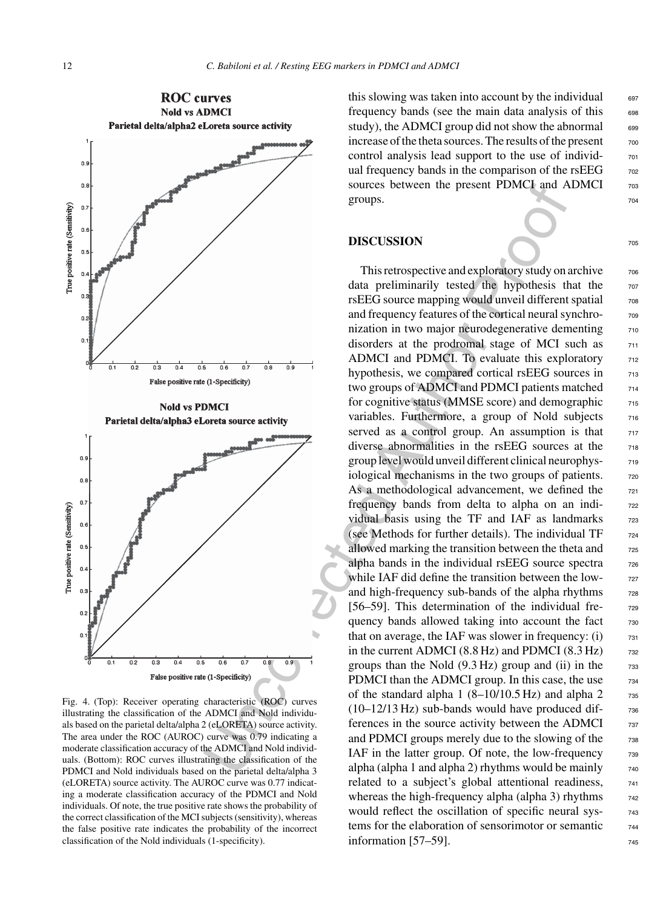this slowing was taken into account by the individual frequency bands (see the main data analysis of this study), the ADMCI group did not show the abnormal increase of the theta sources. The results of the present control analysis lead support to the use of individual frequency bands in the comparison of the rsEEG sources between the present PDMCI and ADMCI groups.

Fig. 4. (Top): Receiver operating characteristic (ROC) curves illustrating the classification of the ADMCI and Nold individuals based on the parietal delta/alpha 2 (eLORETA) source activity. The area under the ROC (AUROC) curve was 0.79 indicating a moderate classification accuracy of the ADMCI and Nold individuals. (Bottom): ROC curves illustrating the classification of the PDMCI and Nold individuals based on the parietal delta/alpha 3 (eLORETA) source activity. The AUROC curve was 0.77 indicating a moderate classification accuracy of the PDMCI and Nold individuals. Of note, the true positive rate shows the probability of the correct classification of the MCI subjects (sensitivity), whereas the false positive rate indicates the probability of the incorrect classification of the Nold individuals (1-specificity).

## DISCUSSION

This retrospective and exploratory study on archive data preliminarily tested the hypothesis that the rsEEG source mapping would unveil different spatial and frequency features of the cortical neural synchronization in two major neurodegenerative dementing disorders at the prodromal stage of MCI such as ADMCI and PDMCI. To evaluate this exploratory hypothesis, we compared cortical rsEEG sources in two groups of ADMCI and PDMCI patients matched for cognitive status (MMSE score) and demographic variables. Furthermore, a group of Nold subjects served as a control group. An assumption is that diverse abnormalities in the rsEEG sources at the group level would unveil different clinical neurophysiological mechanisms in the two groups of patients. As a methodological advancement, we defined the frequency bands from delta to alpha on an individual basis using the TF and IAF as landmarks (see Methods for further details). The individual TF allowed marking the transition between the theta and alpha bands in the individual rsEEG source spectra while IAF did define the transition between the low- and high-frequency sub-bands of the alpha rhythms [56–59]. This determination of the individual frequency bands allowed taking into account the fact that on average, the IAF was slower in frequency: (i) in the current ADMCI (8.8 Hz) and PDMCI (8.3 Hz) groups than the Nold (9.3 Hz) group and (ii) in the PDMCI than the ADMCI group. In this case, the use of the standard alpha 1 (8–10/10.5 Hz) and alpha 2 (10–12/13 Hz) sub-bands would have produced differences in the source activity between the ADMCI and PDMCI groups merely due to the slowing of the IAF in the latter group. Of note, the low-frequency alpha (alpha 1 and alpha 2) rhythms would be mainly related to a subject's global attentional readiness, whereas the high-frequency alpha (alpha 3) rhythms would reflect the oscillation of specific neural systems for the elaboration of sensorimotor or semantic information [57–59].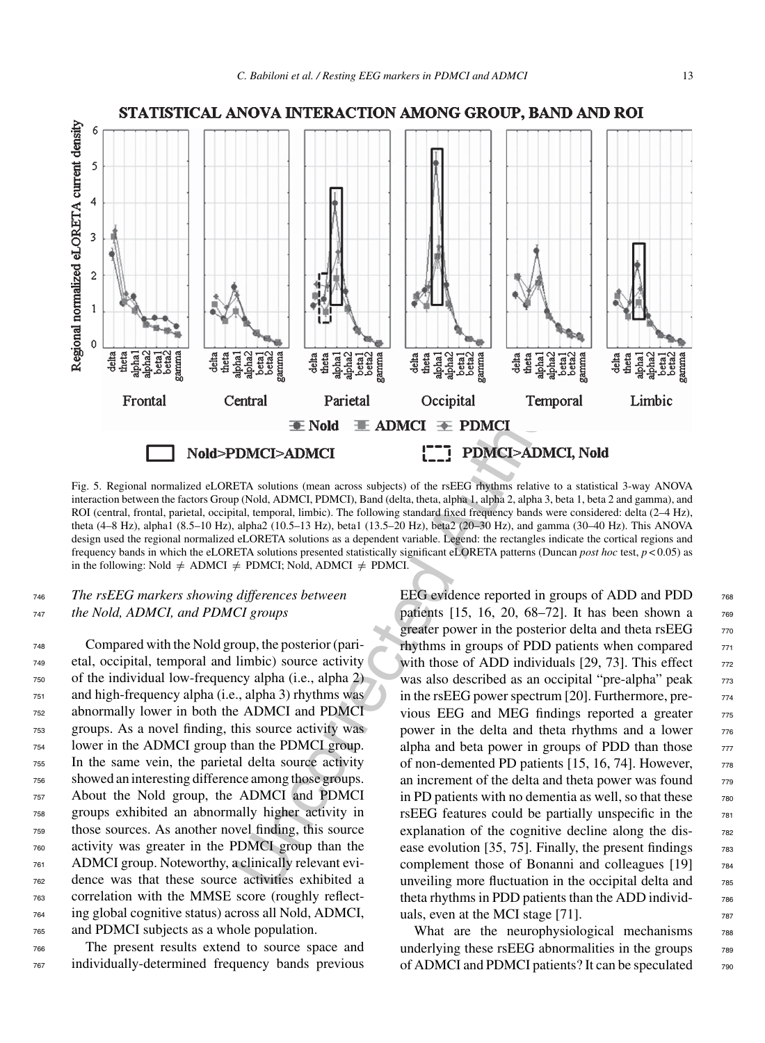Fig. 5. Regional normalized eLORETA solutions (mean across subjects) of the rsEEG rhythms relative to a statistical 3-way ANOVA interaction between the factors Group (Nold, ADMCI, PDMCI), Band (delta, theta, alpha 1, alpha 2, alpha 3, beta 1, beta 2 and gamma), and ROI (central, frontal, parietal, occipital, temporal, limbic). The following standard fixed frequency bands were considered: delta (2–4 Hz), theta (4–8 Hz), alpha1 (8.5–10 Hz), alpha2 (10.5–13 Hz), beta1 (13.5–20 Hz), beta2 (20–30 Hz), and gamma (30–40 Hz). This ANOVA design used the regional normalized eLORETA solutions as a dependent variable. Legend: the rectangles indicate the cortical regions and frequency bands in which the eLORETA solutions presented statistically significant eLORETA patterns (Duncan *post hoc* test, $p < 0.05$) as in the following: Nold $\neq$ ADMCI $\neq$ PDMCI; Nold, ADMCI $\neq$ PDMCI.

### *The rsEEG markers showing differences between the Nold, ADMCI, and PDMCI groups*

Compared with the Nold group, the posterior (parietal, occipital, temporal and limbic) source activity of the individual low-frequency alpha (i.e., alpha 2) and high-frequency alpha (i.e., alpha 3) rhythms was abnormally lower in both the ADMCI and PDMCI groups. As a novel finding, this source activity was lower in the ADMCI group than the PDMCI group. In the same vein, the parietal delta source activity showed an interesting difference among those groups. About the Nold group, the ADMCI and PDMCI groups exhibited an abnormally higher activity in those sources. As another novel finding, this source activity was greater in the PDMCI group than the ADMCI group. Noteworthy, a clinically relevant evidence was that these source activities exhibited a correlation with the MMSE score (roughly reflecting global cognitive status) across all Nold, ADMCI, and PDMCI subjects as a whole population.

The present results extend to source space and individually-determined frequency bands previous EEG evidence reported in groups of ADD and PDD patients [15, 16, 20, 68–72]. It has been shown a greater power in the posterior delta and theta rsEEG rhythms in groups of PDD patients when compared with those of ADD individuals [29, 73]. This effect was also described as an occipital "pre-alpha" peak in the rsEEG power spectrum [20]. Furthermore, previous EEG and MEG findings reported a greater power in the delta and theta rhythms and a lower alpha and beta power in groups of PDD than those of non-demented PD patients [15, 16, 74]. However, an increment of the delta and theta power was found in PD patients with no dementia as well, so that these rsEEG features could be partially unspecific in the explanation of the cognitive decline along the disease evolution [35, 75]. Finally, the present findings complement those of Bonanni and colleagues [19] unveiling more fluctuation in the occipital delta and theta rhythms in PDD patients than the ADD individuals, even at the MCI stage [71].

What are the neurophysiological mechanisms underlying these rsEEG abnormalities in the groups of ADMCI and PDMCI patients? It can be speculated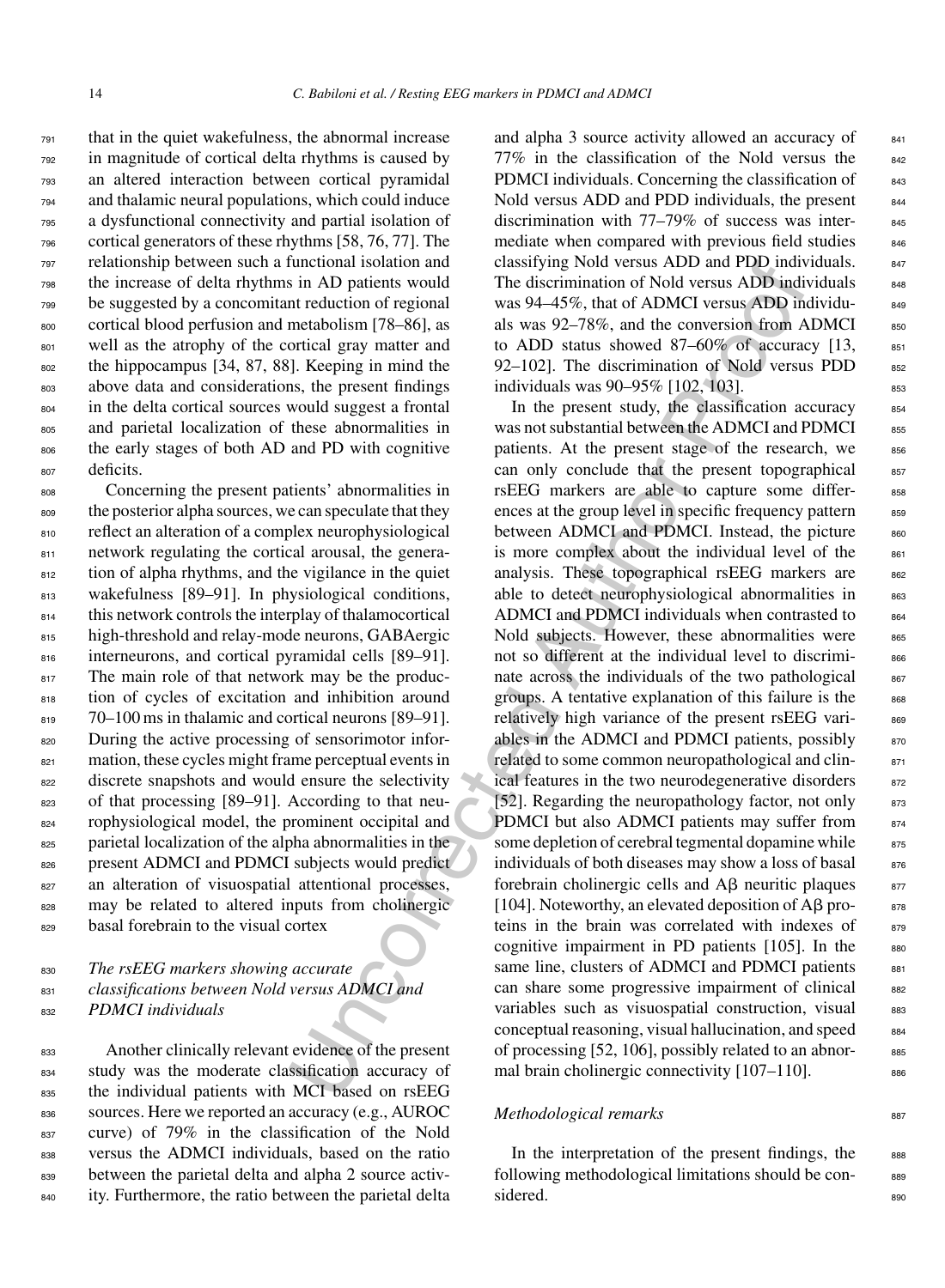that in the quiet wakefulness, the abnormal increase in magnitude of cortical delta rhythms is caused by an altered interaction between cortical pyramidal and thalamic neural populations, which could induce a dysfunctional connectivity and partial isolation of cortical generators of these rhythms [58, 76, 77]. The relationship between such a functional isolation and the increase of delta rhythms in AD patients would be suggested by a concomitant reduction of regional cortical blood perfusion and metabolism [78–86], as well as the atrophy of the cortical gray matter and the hippocampus [34, 87, 88]. Keeping in mind the above data and considerations, the present findings in the delta cortical sources would suggest a frontal and parietal localization of these abnormalities in the early stages of both AD and PD with cognitive deficits.

Concerning the present patients' abnormalities in the posterior alpha sources, we can speculate that they reflect an alteration of a complex neurophysiological network regulating the cortical arousal, the generation of alpha rhythms, and the vigilance in the quiet wakefulness [89–91]. In physiological conditions, this network controls the interplay of thalamocortical high-threshold and relay-mode neurons, GABAergic interneurons, and cortical pyramidal cells [89–91]. The main role of that network may be the production of cycles of excitation and inhibition around 70–100 ms in thalamic and cortical neurons [89–91]. During the active processing of sensorimotor information, these cycles might frame perceptual events in discrete snapshots and would ensure the selectivity of that processing [89–91]. According to that neurophysiological model, the prominent occipital and parietal localization of the alpha abnormalities in the present ADMCI and PDMCI subjects would predict an alteration of visuospatial attentional processes, may be related to altered inputs from cholinergic basal forebrain to the visual cortex

### *The rsEEG markers showing accurate classifications between Nold versus ADMCI and PDMCI individuals*

Another clinically relevant evidence of the present study was the moderate classification accuracy of the individual patients with MCI based on rsEEG sources. Here we reported an accuracy (e.g., AUROC curve) of 79% in the classification of the Nold versus the ADMCI individuals, based on the ratio between the parietal delta and alpha 2 source activity. Furthermore, the ratio between the parietal delta and alpha 3 source activity allowed an accuracy of 77% in the classification of the Nold versus the PDMCI individuals. Concerning the classification of Nold versus ADD and PDD individuals, the present discrimination with 77–79% of success was intermediate when compared with previous field studies classifying Nold versus ADD and PDD individuals. The discrimination of Nold versus ADD individuals was 94–45%, that of ADMCI versus ADD individuals was 92–78%, and the conversion from ADMCI to ADD status showed 87–60% of accuracy [13, 92–102]. The discrimination of Nold versus PDD individuals was 90–95% [102, 103].

In the present study, the classification accuracy was not substantial between the ADMCI and PDMCI patients. At the present stage of the research, we can only conclude that the present topographical rsEEG markers are able to capture some differences at the group level in specific frequency pattern between ADMCI and PDMCI. Instead, the picture is more complex about the individual level of the analysis. These topographical rsEEG markers are able to detect neurophysiological abnormalities in ADMCI and PDMCI individuals when contrasted to Nold subjects. However, these abnormalities were not so different at the individual level to discriminate across the individuals of the two pathological groups. A tentative explanation of this failure is the relatively high variance of the present rsEEG variables in the ADMCI and PDMCI patients, possibly related to some common neuropathological and clinical features in the two neurodegenerative disorders [52]. Regarding the neuropathology factor, not only PDMCI but also ADMCI patients may suffer from some depletion of cerebral tegmental dopamine while individuals of both diseases may show a loss of basal forebrain cholinergic cells and Aβ neuritic plaques [104]. Noteworthy, an elevated deposition of Aβ proteins in the brain was correlated with indexes of cognitive impairment in PD patients [105]. In the same line, clusters of ADMCI and PDMCI patients can share some progressive impairment of clinical variables such as visuospatial construction, visual conceptual reasoning, visual hallucination, and speed of processing [52, 106], possibly related to an abnormal brain cholinergic connectivity [107–110].

### *Methodological remarks*

In the interpretation of the present findings, the following methodological limitations should be considered.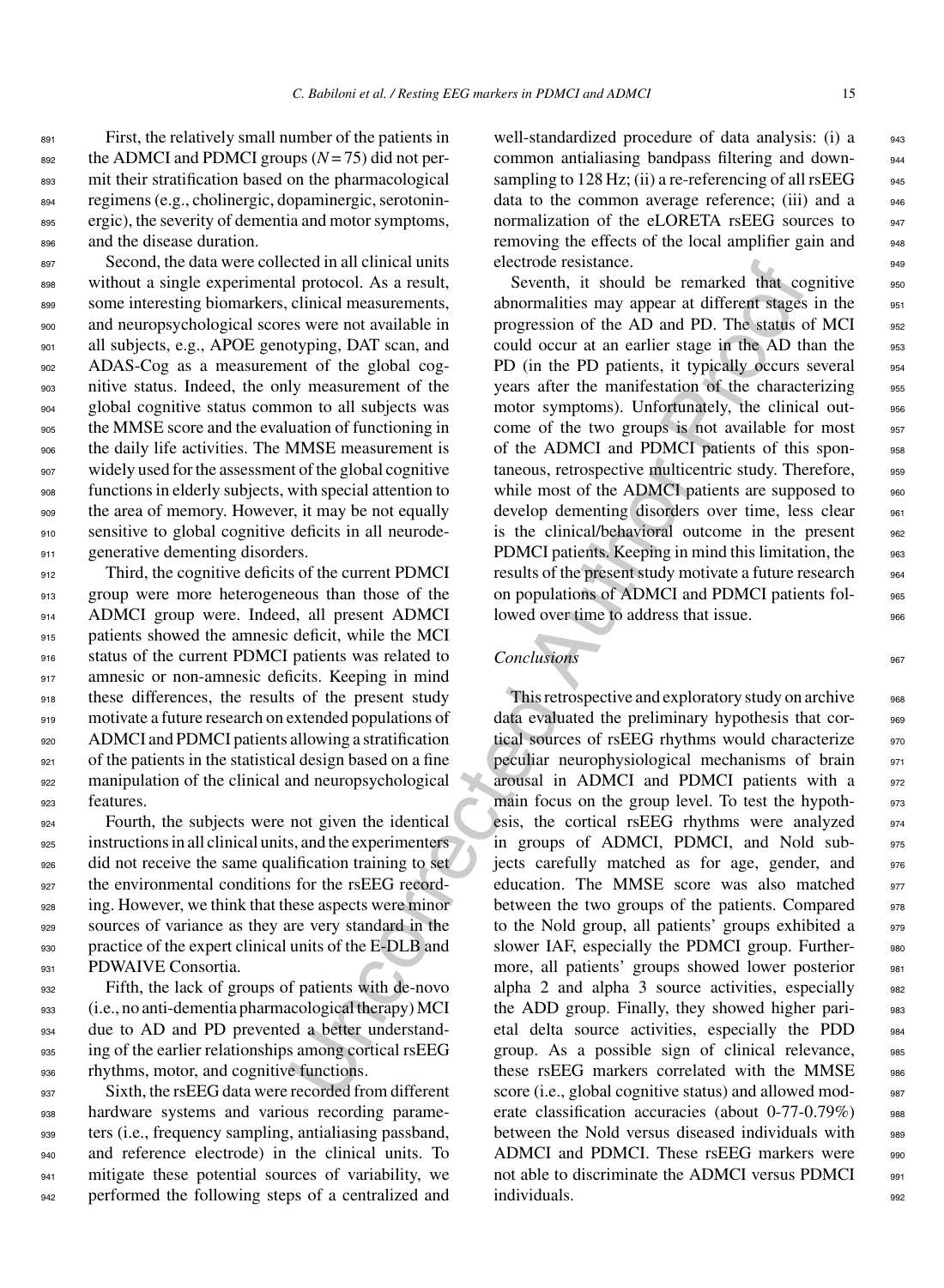First, the relatively small number of the patients in the ADMCI and PDMCI groups ($N = 75$) did not permit their stratification based on the pharmacological regimens (e.g., cholinergic, dopaminergic, serotoninergic), the severity of dementia and motor symptoms, and the disease duration.

Second, the data were collected in all clinical units without a single experimental protocol. As a result, some interesting biomarkers, clinical measurements, and neuropsychological scores were not available in all subjects, e.g., APOE genotyping, DAT scan, and ADAS-Cog as a measurement of the global cognitive status. Indeed, the only measurement of the global cognitive status common to all subjects was the MMSE score and the evaluation of functioning in the daily life activities. The MMSE measurement is widely used for the assessment of the global cognitive functions in elderly subjects, with special attention to the area of memory. However, it may be not equally sensitive to global cognitive deficits in all neurodegenerative dementing disorders.

Third, the cognitive deficits of the current PDMCI group were more heterogeneous than those of the ADMCI group were. Indeed, all present ADMCI patients showed the amnesic deficit, while the MCI status of the current PDMCI patients was related to amnesic or non-amnesic deficits. Keeping in mind these differences, the results of the present study motivate a future research on extended populations of ADMCI and PDMCI patients allowing a stratification of the patients in the statistical design based on a fine manipulation of the clinical and neuropsychological features.

Fourth, the subjects were not given the identical instructions in all clinical units, and the experimenters did not receive the same qualification training to set the environmental conditions for the rsEEG recording. However, we think that these aspects were minor sources of variance as they are very standard in the practice of the expert clinical units of the E-DLB and PDWAIVE Consortia.

Fifth, the lack of groups of patients with de-novo (i.e., no anti-dementia pharmacological therapy) MCI due to AD and PD prevented a better understanding of the earlier relationships among cortical rsEEG rhythms, motor, and cognitive functions.

Sixth, the rsEEG data were recorded from different hardware systems and various recording parameters (i.e., frequency sampling, antialiasing passband, and reference electrode) in the clinical units. To mitigate these potential sources of variability, we performed the following steps of a centralized and well-standardized procedure of data analysis: (i) a common antialiasing bandpass filtering and downsampling to 128 Hz; (ii) a re-referencing of all rsEEG data to the common average reference; (iii) and a normalization of the eLORETA rsEEG sources to removing the effects of the local amplifier gain and electrode resistance.

Seventh, it should be remarked that cognitive abnormalities may appear at different stages in the progression of the AD and PD. The status of MCI could occur at an earlier stage in the AD than the PD (in the PD patients, it typically occurs several years after the manifestation of the characterizing motor symptoms). Unfortunately, the clinical outcome of the two groups is not available for most of the ADMCI and PDMCI patients of this spontaneous, retrospective multicentric study. Therefore, while most of the ADMCI patients are supposed to develop dementing disorders over time, less clear is the clinical/behavioral outcome in the present PDMCI patients. Keeping in mind this limitation, the results of the present study motivate a future research on populations of ADMCI and PDMCI patients followed over time to address that issue.

## *Conclusions*

This retrospective and exploratory study on archive data evaluated the preliminary hypothesis that cortical sources of rsEEG rhythms would characterize peculiar neurophysiological mechanisms of brain arousal in ADMCI and PDMCI patients with a main focus on the group level. To test the hypothesis, the cortical rsEEG rhythms were analyzed in groups of ADMCI, PDMCI, and Nold subjects carefully matched as for age, gender, and education. The MMSE score was also matched between the two groups of the patients. Compared to the Nold group, all patients' groups exhibited a slower IAF, especially the PDMCI group. Furthermore, all patients' groups showed lower posterior alpha 2 and alpha 3 source activities, especially the ADD group. Finally, they showed higher parietal delta source activities, especially the PDD group. As a possible sign of clinical relevance, these rsEEG markers correlated with the MMSE score (i.e., global cognitive status) and allowed moderate classification accuracies (about 0-77-0.79%) between the Nold versus diseased individuals with ADMCI and PDMCI. These rsEEG markers were not able to discriminate the ADMCI versus PDMCI individuals.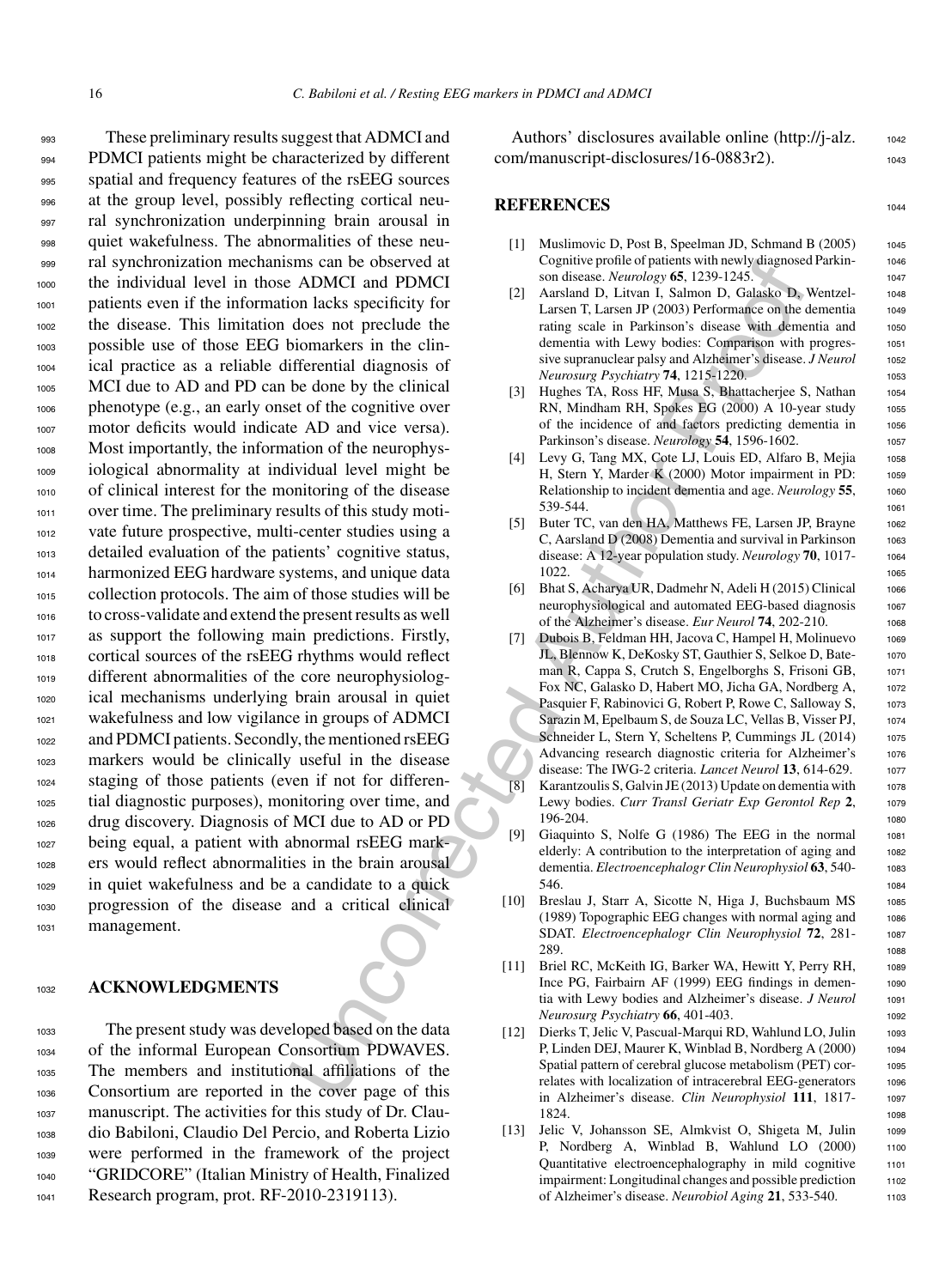These preliminary results suggest that ADMCI and PDMCI patients might be characterized by different spatial and frequency features of the rsEEG sources at the group level, possibly reflecting cortical neural synchronization underpinning brain arousal in quiet wakefulness. The abnormalities of these neural synchronization mechanisms can be observed at the individual level in those ADMCI and PDMCI patients even if the information lacks specificity for the disease. This limitation does not preclude the possible use of those EEG biomarkers in the clinical practice as a reliable differential diagnosis of MCI due to AD and PD can be done by the clinical phenotype (e.g., an early onset of the cognitive over motor deficits would indicate AD and vice versa). Most importantly, the information of the neurophysiological abnormality at individual level might be of clinical interest for the monitoring of the disease over time. The preliminary results of this study motivate future prospective, multi-center studies using a detailed evaluation of the patients' cognitive status, harmonized EEG hardware systems, and unique data collection protocols. The aim of those studies will be to cross-validate and extend the present results as well as support the following main predictions. Firstly, cortical sources of the rsEEG rhythms would reflect different abnormalities of the core neurophysiological mechanisms underlying brain arousal in quiet wakefulness and low vigilance in groups of ADMCI and PDMCI patients. Secondly, the mentioned rsEEG markers would be clinically useful in the disease staging of those patients (even if not for differential diagnostic purposes), monitoring over time, and drug discovery. Diagnosis of MCI due to AD or PD being equal, a patient with abnormal rsEEG markers would reflect abnormalities in the brain arousal in quiet wakefulness and be a candidate to a quick progression of the disease and a critical clinical management.

## ACKNOWLEDGMENTS

The present study was developed based on the data of the informal European Consortium PDWAVES. The members and institutional affiliations of the Consortium are reported in the cover page of this manuscript. The activities for this study of Dr. Claudio Babiloni, Claudio Del Percio, and Roberta Lizio were performed in the framework of the project "GRIDCORE" (Italian Ministry of Health, Finalized Research program, prot. RF-2010-2319113).

Authors' disclosures available online (http://j-alz.com/manuscript-disclosures/16-0883r2).

## REFERENCES

[1] Muslimovic D, Post B, Speelman JD, Schmand B (2005) Cognitive profile of patients with newly diagnosed Parkinson disease. *Neurology* **65**, 1239-1245.

[2] Aarsland D, Litvan I, Salmon D, Galasko D, Wentzel-Larsen T, Larsen JP (2003) Performance on the dementia rating scale in Parkinson's disease with dementia and dementia with Lewy bodies: Comparison with progressive supranuclear palsy and Alzheimer's disease. *J Neurol Neurosurg Psychiatry* **74**, 1215-1220.

[3] Hughes TA, Ross HF, Musa S, Bhattacherjee S, Nathan RN, Mindham RH, Spokes EG (2000) A 10-year study of the incidence of and factors predicting dementia in Parkinson's disease. *Neurology* **54**, 1596-1602.

[4] Levy G, Tang MX, Cote LJ, Louis ED, Alfaro B, Mejia H, Stern Y, Marder K (2000) Motor impairment in PD: Relationship to incident dementia and age. *Neurology* **55**, 539-544.

[5] Buter TC, van den HA, Matthews FE, Larsen JP, Brayne C, Aarsland D (2008) Dementia and survival in Parkinson disease: A 12-year population study. *Neurology* **70**, 1017-1022.

[6] Bhat S, Acharya UR, Dadmehr N, Adeli H (2015) Clinical neurophysiological and automated EEG-based diagnosis of the Alzheimer's disease. *Eur Neurol* **74**, 202-210.

[7] Dubois B, Feldman HH, Jacova C, Hampel H, Molinuevo JL, Blennow K, DeKosky ST, Gauthier S, Selkoe D, Bateman R, Cappa S, Crutch S, Engelborghs S, Frisoni GB, Fox NC, Galasko D, Habert MO, Jicha GA, Nordberg A, Pasquier F, Rabinovici G, Robert P, Rowe C, Salloway S, Sarazin M, Epelbaum S, de Souza LC, Vellas B, Visser PJ, Schneider L, Stern Y, Scheltens P, Cummings JL (2014) Advancing research diagnostic criteria for Alzheimer's disease: The IWG-2 criteria. *Lancet Neurol* **13**, 614-629.

[8] Karantzoulis S, Galvin JE (2013) Update on dementia with Lewy bodies. *Curr Transl Geriatr Exp Gerontol Rep* **2**, 196-204.

[9] Giaquinto S, Nolfe G (1986) The EEG in the normal elderly: A contribution to the interpretation of aging and dementia. *Electroencephalogr Clin Neurophysiol* **63**, 540-546.

[10] Breslau J, Starr A, Sicotte N, Higa J, Buchsbaum MS (1989) Topographic EEG changes with normal aging and SDAT. *Electroencephalogr Clin Neurophysiol* **72**, 281-289.

[11] Briel RC, McKeith IG, Barker WA, Hewitt Y, Perry RH, Ince PG, Fairbairn AF (1999) EEG findings in dementia with Lewy bodies and Alzheimer's disease. *J Neurol Neurosurg Psychiatry* **66**, 401-403.

[12] Dierks T, Jelic V, Pascual-Marqui RD, Wahlund LO, Julin P, Linden DEJ, Maurer K, Winblad B, Nordberg A (2000) Spatial pattern of cerebral glucose metabolism (PET) correlates with localization of intracerebral EEG-generators in Alzheimer's disease. *Clin Neurophysiol* **111**, 1817-1824.

[13] Jelic V, Johansson SE, Almkvist O, Shigeta M, Julin P, Nordberg A, Winblad B, Wahlund LO (2000) Quantitative electroencephalography in mild cognitive impairment: Longitudinal changes and possible prediction of Alzheimer's disease. *Neurobiol Aging* **21**, 533-540.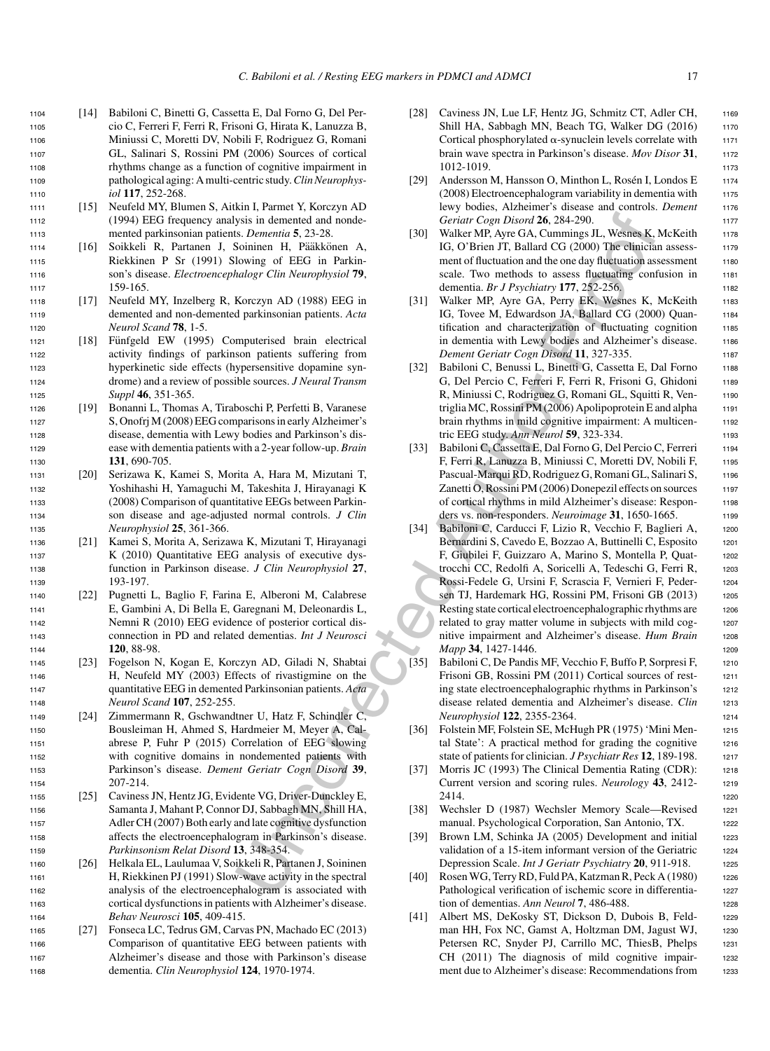[14] Babiloni C, Binetti G, Cassetta E, Dal Forno G, Del Percio C, Ferreri F, Ferri R, Frisoni G, Hirata K, Lanuzza B, Miniussi C, Moretti DV, Nobili F, Rodriguez G, Romani GL, Salinari S, Rossini PM (2006) Sources of cortical rhythms change as a function of cognitive impairment in pathological aging: A multi-centric study. *Clin Neurophysiol* **117**, 252-268.

[15] Neufeld MY, Blumen S, Aitkin I, Parmet Y, Korczyn AD (1994) EEG frequency analysis in demented and nondemented parkinsonian patients. *Dementia* **5**, 23-28.

[16] Soikkeli R, Partanen J, Soininen H, Pääkkönen A, Riekkinen P Sr (1991) Slowing of EEG in Parkinson's disease. *Electroencephalogr Clin Neurophysiol* **79**, 159-165.

[17] Neufeld MY, Inzelberg R, Korczyn AD (1988) EEG in demented and non-demented parkinsonian patients. *Acta Neurol Scand* **78**, 1-5.

[18] Fünfgeld EW (1995) Computerised brain electrical activity findings of parkinson patients suffering from hyperkinetic side effects (hypersensitive dopamine syndrome) and a review of possible sources. *J Neural Transm Suppl* **46**, 351-365.

[19] Bonanni L, Thomas A, Tiraboschi P, Perfetti B, Varanese S, Onofrj M (2008) EEG comparisons in early Alzheimer's disease, dementia with Lewy bodies and Parkinson's disease with dementia patients with a 2-year follow-up. *Brain* **131**, 690-705.

[20] Serizawa K, Kamei S, Morita A, Hara M, Mizutani T, Yoshihashi H, Yamaguchi M, Takeshita J, Hirayanagi K (2008) Comparison of quantitative EEGs between Parkinson disease and age-adjusted normal controls. *J Clin Neurophysiol* **25**, 361-366.

[21] Kamei S, Morita A, Serizawa K, Mizutani T, Hirayanagi K (2010) Quantitative EEG analysis of executive dysfunction in Parkinson disease. *J Clin Neurophysiol* **27**, 193-197.

[22] Pugnetti L, Baglio F, Farina E, Alberoni M, Calabrese E, Gambini A, Di Bella E, Garegnani M, Deleonardis L, Nemni R (2010) EEG evidence of posterior cortical disconnection in PD and related dementias. *Int J Neurosci* **120**, 88-98.

[23] Fogelson N, Kogan E, Korczyn AD, Giladi N, Shabtai H, Neufeld MY (2003) Effects of rivastigmine on the quantitative EEG in demented Parkinsonian patients. *Acta Neurol Scand* **107**, 252-255.

[24] Zimmermann R, Gschwandtner U, Hatz F, Schindler C, Bousleiman H, Ahmed S, Hardmeier M, Meyer A, Calabrese P, Fuhr P (2015) Correlation of EEG slowing with cognitive domains in nondemented patients with Parkinson's disease. *Dement Geriatr Cogn Disord* **39**, 207-214.

[25] Caviness JN, Hentz JG, Evidente VG, Driver-Dunckley E, Samanta J, Mahant P, Connor DJ, Sabbagh MN, Shill HA, Adler CH (2007) Both early and late cognitive dysfunction affects the electroencephalogram in Parkinson's disease. *Parkinsonism Relat Disord* **13**, 348-354.

[26] Helkala EL, Laulumaa V, Soikkeli R, Partanen J, Soininen H, Riekkinen PJ (1991) Slow-wave activity in the spectral analysis of the electroencephalogram is associated with cortical dysfunctions in patients with Alzheimer's disease. *Behav Neurosci* **105**, 409-415.

[27] Fonseca LC, Tedrus GM, Carvas PN, Machado EC (2013) Comparison of quantitative EEG between patients with Alzheimer's disease and those with Parkinson's disease dementia. *Clin Neurophysiol* **124**, 1970-1974.

[28] Caviness JN, Lue LF, Hentz JG, Schmitz CT, Adler CH, Shill HA, Sabbagh MN, Beach TG, Walker DG (2016) Cortical phosphorylated α-synuclein levels correlate with brain wave spectra in Parkinson's disease. *Mov Disor* **31**, 1012-1019.

[29] Andersson M, Hansson O, Minthon L, Rosén I, Londos E (2008) Electroencephalogram variability in dementia with lewy bodies, Alzheimer's disease and controls. *Dement Geriatr Cogn Disord* **26**, 284-290.

[30] Walker MP, Ayre GA, Cummings JL, Wesnes K, McKeith IG, O'Brien JT, Ballard CG (2000) The clinician assessment of fluctuation and the one day fluctuation assessment scale. Two methods to assess fluctuating confusion in dementia. *Br J Psychiatry* **177**, 252-256.

[31] Walker MP, Ayre GA, Perry EK, Wesnes K, McKeith IG, Tovee M, Edwardson JA, Ballard CG (2000) Quantification and characterization of fluctuating cognition in dementia with Lewy bodies and Alzheimer's disease. *Dement Geriatr Cogn Disord* **11**, 327-335.

[32] Babiloni C, Benussi L, Binetti G, Cassetta E, Dal Forno G, Del Percio C, Ferreri F, Ferri R, Frisoni G, Ghidoni R, Miniussi C, Rodriguez G, Romani GL, Squitti R, Ventriglia MC, Rossini PM (2006) Apolipoprotein E and alpha brain rhythms in mild cognitive impairment: A multicentric EEG study. *Ann Neurol* **59**, 323-334.

[33] Babiloni C, Cassetta E, Dal Forno G, Del Percio C, Ferreri F, Ferri R, Lanuzza B, Miniussi C, Moretti DV, Nobili F, Pascual-Marqui RD, Rodriguez G, Romani GL, Salinari S, Zanetti O, Rossini PM (2006) Donepezil effects on sources of cortical rhythms in mild Alzheimer's disease: Responders vs. non-responders. *Neuroimage* **31**, 1650-1665.

[34] Babiloni C, Carducci F, Lizio R, Vecchio F, Baglieri A, Bernardini S, Cavedo E, Bozzao A, Buttinelli C, Esposito F, Giubilei F, Guizzaro A, Marino S, Montella P, Quattrocchi CC, Redolfi A, Soricelli A, Tedeschi G, Ferri R, Rossi-Fedele G, Ursini F, Scrascia F, Vernieri F, Pedersen TJ, Hardemark HG, Rossini PM, Frisoni GB (2013) Resting state cortical electroencephalographic rhythms are related to gray matter volume in subjects with mild cognitive impairment and Alzheimer's disease. *Hum Brain Mapp* **34**, 1427-1446.

[35] Babiloni C, De Pandis MF, Vecchio F, Buffo P, Sorpresi F, Frisoni GB, Rossini PM (2011) Cortical sources of resting state electroencephalographic rhythms in Parkinson's disease related dementia and Alzheimer's disease. *Clin Neurophysiol* **122**, 2355-2364.

[36] Folstein MF, Folstein SE, McHugh PR (1975) 'Mini Mental State': A practical method for grading the cognitive state of patients for clinician. *J Psychiatr Res* **12**, 189-198.

[37] Morris JC (1993) The Clinical Dementia Rating (CDR): Current version and scoring rules. *Neurology* **43**, 2412-2414.

[38] Wechsler D (1987) Wechsler Memory Scale—Revised manual. Psychological Corporation, San Antonio, TX.

[39] Brown LM, Schinka JA (2005) Development and initial validation of a 15-item informant version of the Geriatric Depression Scale. *Int J Geriatr Psychiatry* **20**, 911-918.

[40] Rosen WG, Terry RD, Fuld PA, Katzman R, Peck A (1980) Pathological verification of ischemic score in differentiation of dementias. *Ann Neurol* **7**, 486-488.

[41] Albert MS, DeKosky ST, Dickson D, Dubois B, Feldman HH, Fox NC, Gamst A, Holtzman DM, Jagust WJ, Petersen RC, Snyder PJ, Carrillo MC, ThiesB, Phelps CH (2011) The diagnosis of mild cognitive impairment due to Alzheimer's disease: Recommendations from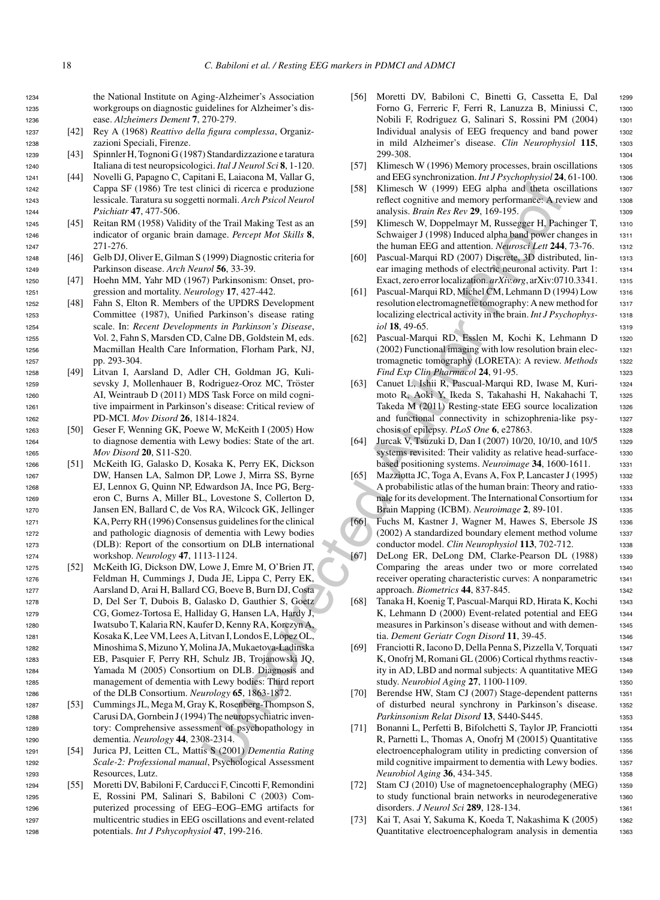the National Institute on Aging-Alzheimer's Association workgroups on diagnostic guidelines for Alzheimer's disease. *Alzheimers Dement* **7**, 270-279.

[42] Rey A (1968) *Reattivo della figura complessa*, Organizzazioni Speciali, Firenze.

[43] Spinnler H, Tognoni G (1987) Standardizzazione e taratura Italiana di test neuropsicologici. *Ital J Neurol Sci* **8**, 1-120.

[44] Novelli G, Papagno C, Capitani E, Laiacona M, Vallar G, Cappa SF (1986) Tre test clinici di ricerca e produzione lessicale. Taratura su soggetti normali. *Arch Psicol Neurol Psichiatr* **47**, 477-506.

[45] Reitan RM (1958) Validity of the Trail Making Test as an indicator of organic brain damage. *Percept Mot Skills* **8**, 271-276.

[46] Gelb DJ, Oliver E, Gilman S (1999) Diagnostic criteria for Parkinson disease. *Arch Neurol* **56**, 33-39.

[47] Hoehn MM, Yahr MD (1967) Parkinsonism: Onset, progression and mortality. *Neurology* **17**, 427-442.

[48] Fahn S, Elton R. Members of the UPDRS Development Committee (1987), Unified Parkinson's disease rating scale. In: *Recent Developments in Parkinson's Disease*, Vol. 2, Fahn S, Marsden CD, Calne DB, Goldstein M, eds. Macmillan Health Care Information, Florham Park, NJ, pp. 293-304.

[49] Litvan I, Aarsland D, Adler CH, Goldman JG, Kulisevsky J, Mollenhauer B, Rodriguez-Oroz MC, Tröster AI, Weintraub D (2011) MDS Task Force on mild cognitive impairment in Parkinson's disease: Critical review of PD-MCI. *Mov Disord* **26**, 1814-1824.

[50] Geser F, Wenning GK, Poewe W, McKeith I (2005) How to diagnose dementia with Lewy bodies: State of the art. *Mov Disord* **20**, S11-S20.

[51] McKeith IG, Galasko D, Kosaka K, Perry EK, Dickson DW, Hansen LA, Salmon DP, Lowe J, Mirra SS, Byrne EJ, Lennox G, Quinn NP, Edwardson JA, Ince PG, Bergeron C, Burns A, Miller BL, Lovestone S, Collerton D, Jansen EN, Ballard C, de Vos RA, Wilcock GK, Jellinger KA, Perry RH (1996) Consensus guidelines for the clinical and pathologic diagnosis of dementia with Lewy bodies (DLB): Report of the consortium on DLB international workshop. *Neurology* **47**, 1113-1124.

[52] McKeith IG, Dickson DW, Lowe J, Emre M, O'Brien JT, Feldman H, Cummings J, Duda JE, Lippa C, Perry EK, Aarsland D, Arai H, Ballard CG, Boeve B, Burn DJ, Costa D, Del Ser T, Dubois B, Galasko D, Gauthier S, Goetz CG, Gomez-Tortosa E, Halliday G, Hansen LA, Hardy J, Iwatsubo T, Kalaria RN, Kaufer D, Kenny RA, Korczyn A, Kosaka K, Lee VM, Lees A, Litvan I, Londos E, Lopez OL, Minoshima S, Mizuno Y, Molina JA, Mukaetova-Ladinska EB, Pasquier F, Perry RH, Schulz JB, Trojanowski JQ, Yamada M (2005) Consortium on DLB. Diagnosis and management of dementia with Lewy bodies: Third report of the DLB Consortium. *Neurology* **65**, 1863-1872.

[53] Cummings JL, Mega M, Gray K, Rosenberg-Thompson S, Carusi DA, Gornbein J (1994) The neuropsychiatric inventory: Comprehensive assessment of psychopathology in dementia. *Neurology* **44**, 2308-2314.

[54] Jurica PJ, Leitten CL, Mattis S (2001) *Dementia Rating Scale-2: Professional manual*, Psychological Assessment Resources, Lutz.

[55] Moretti DV, Babiloni F, Carducci F, Cincotti F, Remondini E, Rossini PM, Salinari S, Babiloni C (2003) Computerized processing of EEG–EOG–EMG artifacts for multicentric studies in EEG oscillations and event-related potentials. *Int J Pshycophysiol* **47**, 199-216.

[56] Moretti DV, Babiloni C, Binetti G, Cassetta E, Dal Forno G, Ferreric F, Ferri R, Lanuzza B, Miniussi C, Nobili F, Rodriguez G, Salinari S, Rossini PM (2004) Individual analysis of EEG frequency and band power in mild Alzheimer's disease. *Clin Neurophysiol* **115**, 299-308.

[57] Klimesch W (1996) Memory processes, brain oscillations and EEG synchronization. *Int J Psychophysiol* **24**, 61-100.

[58] Klimesch W (1999) EEG alpha and theta oscillations reflect cognitive and memory performance: A review and analysis. *Brain Res Rev* **29**, 169-195.

[59] Klimesch W, Doppelmayr M, Russegger H, Pachinger T, Schwaiger J (1998) Induced alpha band power changes in the human EEG and attention. *Neurosci Lett* **244**, 73-76.

[60] Pascual-Marqui RD (2007) Discrete, 3D distributed, linear imaging methods of electric neuronal activity. Part 1: Exact, zero error localization. *arXiv.org*, arXiv:0710.3341.

[61] Pascual-Marqui RD, Michel CM, Lehmann D (1994) Low resolution electromagnetic tomography: A new method for localizing electrical activity in the brain. *Int J Psychophysiol* **18**, 49-65.

[62] Pascual-Marqui RD, Esslen M, Kochi K, Lehmann D (2002) Functional imaging with low resolution brain electromagnetic tomography (LORETA): A review. *Methods Find Exp Clin Pharmacol* **24**, 91-95.

[63] Canuet L, Ishii R, Pascual-Marqui RD, Iwase M, Kurimoto R, Aoki Y, Ikeda S, Takahashi H, Nakahachi T, Takeda M (2011) Resting-state EEG source localization and functional connectivity in schizophrenia-like psychosis of epilepsy. *PLoS One* **6**, e27863.

[64] Jurcak V, Tsuzuki D, Dan I (2007) 10/20, 10/10, and 10/5 systems revisited: Their validity as relative head-surface-based positioning systems. *Neuroimage* **34**, 1600-1611.

[65] Mazziotta JC, Toga A, Evans A, Fox P, Lancaster J (1995) A probabilistic atlas of the human brain: Theory and rationale for its development. The International Consortium for Brain Mapping (ICBM). *Neuroimage* **2**, 89-101.

[66] Fuchs M, Kastner J, Wagner M, Hawes S, Ebersole JS (2002) A standardized boundary element method volume conductor model. *Clin Neurophysiol* **113**, 702-712.

[67] DeLong ER, DeLong DM, Clarke-Pearson DL (1988) Comparing the areas under two or more correlated receiver operating characteristic curves: A nonparametric approach. *Biometrics* **44**, 837-845.

[68] Tanaka H, Koenig T, Pascual-Marqui RD, Hirata K, Kochi K, Lehmann D (2000) Event-related potential and EEG measures in Parkinson's disease without and with dementia. *Dement Geriatr Cogn Disord* **11**, 39-45.

[69] Franciotti R, Iacono D, Della Penna S, Pizzella V, Torquati K, Onofrj M, Romani GL (2006) Cortical rhythms reactivity in AD, LBD and normal subjects: A quantitative MEG study. *Neurobiol Aging* **27**, 1100-1109.

[70] Berendse HW, Stam CJ (2007) Stage-dependent patterns of disturbed neural synchrony in Parkinson's disease. *Parkinsonism Relat Disord* **13**, S440-S445.

[71] Bonanni L, Perfetti B, Bifolchetti S, Taylor JP, Franciotti R, Parnetti L, Thomas A, Onofrj M (20015) Quantitative electroencephalogram utility in predicting conversion of mild cognitive impairment to dementia with Lewy bodies. *Neurobiol Aging* **36**, 434-345.

[72] Stam CJ (2010) Use of magnetoencephalography (MEG) to study functional brain networks in neurodegenerative disorders. *J Neurol Sci* **289**, 128-134.

[73] Kai T, Asai Y, Sakuma K, Koeda T, Nakashima K (2005) Quantitative electroencephalogram analysis in dementia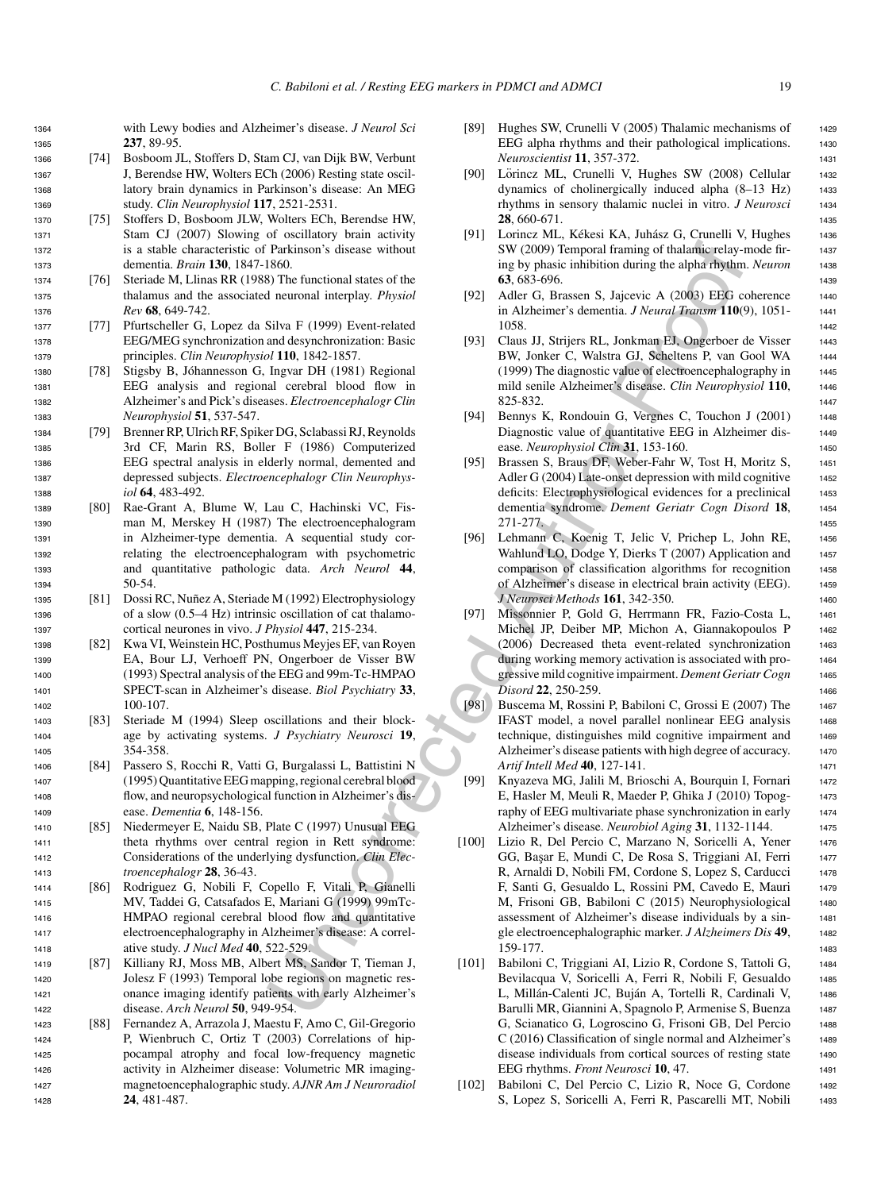with Lewy bodies and Alzheimer's disease. *J Neurol Sci* **237**, 89-95.

[74] Bosboom JL, Stoffers D, Stam CJ, van Dijk BW, Verbunt J, Berendse HW, Wolters ECh (2006) Resting state oscillatory brain dynamics in Parkinson's disease: An MEG study. *Clin Neurophysiol* **117**, 2521-2531.

[75] Stoffers D, Bosboom JLW, Wolters ECh, Berendse HW, Stam CJ (2007) Slowing of oscillatory brain activity is a stable characteristic of Parkinson's disease without dementia. *Brain* **130**, 1847-1860.

[76] Steriade M, Llinas RR (1988) The functional states of the thalamus and the associated neuronal interplay. *Physiol Rev* **68**, 649-742.

[77] Pfurtscheller G, Lopez da Silva F (1999) Event-related EEG/MEG synchronization and desynchronization: Basic principles. *Clin Neurophysiol* **110**, 1842-1857.

[78] Stigsby B, Jóhannesson G, Ingvar DH (1981) Regional EEG analysis and regional cerebral blood flow in Alzheimer's and Pick's diseases. *Electroencephalogr Clin Neurophysiol* **51**, 537-547.

[79] Brenner RP, Ulrich RF, Spiker DG, Sclabassi RJ, Reynolds 3rd CF, Marin RS, Boller F (1986) Computerized EEG spectral analysis in elderly normal, demented and depressed subjects. *Electroencephalogr Clin Neurophysiol* **64**, 483-492.

[80] Rae-Grant A, Blume W, Lau C, Hachinski VC, Fisman M, Merskey H (1987) The electroencephalogram in Alzheimer-type dementia. A sequential study correlating the electroencephalogram with psychometric and quantitative pathologic data. *Arch Neurol* **44**, 50-54.

[81] Dossi RC, Nuñez A, Steriade M (1992) Electrophysiology of a slow (0.5–4 Hz) intrinsic oscillation of cat thalamocortical neurones in vivo. *J Physiol* **447**, 215-234.

[82] Kwa VI, Weinstein HC, Posthumus Meyjes EF, van Royen EA, Bour LJ, Verhoeff PN, Ongerboer de Visser BW (1993) Spectral analysis of the EEG and 99m-Tc-HMPAO SPECT-scan in Alzheimer's disease. *Biol Psychiatry* **33**, 100-107.

[83] Steriade M (1994) Sleep oscillations and their blockage by activating systems. *J Psychiatry Neurosci* **19**, 354-358.

[84] Passero S, Rocchi R, Vatti G, Burgalassi L, Battistini N (1995) Quantitative EEG mapping, regional cerebral blood flow, and neuropsychological function in Alzheimer's disease. *Dementia* **6**, 148-156.

[85] Niedermeyer E, Naidu SB, Plate C (1997) Unusual EEG theta rhythms over central region in Rett syndrome: Considerations of the underlying dysfunction. *Clin Electroencephalogr* **28**, 36-43.

[86] Rodriguez G, Nobili F, Copello F, Vitali P, Gianelli MV, Taddei G, Catsafados E, Mariani G (1999) 99mTc-HMPAO regional cerebral blood flow and quantitative electroencephalography in Alzheimer's disease: A correlative study. *J Nucl Med* **40**, 522-529.

[87] Killiany RJ, Moss MB, Albert MS, Sandor T, Tieman J, Jolesz F (1993) Temporal lobe regions on magnetic resonance imaging identify patients with early Alzheimer's disease. *Arch Neurol* **50**, 949-954.

[88] Fernandez A, Arrazola J, Maestu F, Amo C, Gil-Gregorio P, Wienbruch C, Ortiz T (2003) Correlations of hippocampal atrophy and focal low-frequency magnetic activity in Alzheimer disease: Volumetric MR imaging-magnetoencephalographic study. *AJNR Am J Neuroradiol* **24**, 481-487.

[89] Hughes SW, Crunelli V (2005) Thalamic mechanisms of EEG alpha rhythms and their pathological implications. *Neuroscientist* **11**, 357-372.

[90] Lőrincz ML, Crunelli V, Hughes SW (2008) Cellular dynamics of cholinergically induced alpha (8–13 Hz) rhythms in sensory thalamic nuclei in vitro. *J Neurosci* **28**, 660-671.

[91] Lorincz ML, Kékesi KA, Juhász G, Crunelli V, Hughes SW (2009) Temporal framing of thalamic relay-mode firing by phasic inhibition during the alpha rhythm. *Neuron* **63**, 683-696.

[92] Adler G, Brassen S, Jajcevic A (2003) EEG coherence in Alzheimer's dementia. *J Neural Transm* **110**(9), 1051-1058.

[93] Claus JJ, Strijers RL, Jonkman EJ, Ongerboer de Visser BW, Jonker C, Walstra GJ, Scheltens P, van Gool WA (1999) The diagnostic value of electroencephalography in mild senile Alzheimer's disease. *Clin Neurophysiol* **110**, 825-832.

[94] Bennys K, Rondouin G, Vergnes C, Touchon J (2001) Diagnostic value of quantitative EEG in Alzheimer disease. *Neurophysiol Clin* **31**, 153-160.

[95] Brassen S, Braus DF, Weber-Fahr W, Tost H, Moritz S, Adler G (2004) Late-onset depression with mild cognitive deficits: Electrophysiological evidences for a preclinical dementia syndrome. *Dement Geriatr Cogn Disord* **18**, 271-277.

[96] Lehmann C, Koenig T, Jelic V, Prichep L, John RE, Wahlund LO, Dodge Y, Dierks T (2007) Application and comparison of classification algorithms for recognition of Alzheimer's disease in electrical brain activity (EEG). *J Neurosci Methods* **161**, 342-350.

[97] Missonnier P, Gold G, Herrmann FR, Fazio-Costa L, Michel JP, Deiber MP, Michon A, Giannakopoulos P (2006) Decreased theta event-related synchronization during working memory activation is associated with progressive mild cognitive impairment. *Dement Geriatr Cogn Disord* **22**, 250-259.

[98] Buscema M, Rossini P, Babiloni C, Grossi E (2007) The IFAST model, a novel parallel nonlinear EEG analysis technique, distinguishes mild cognitive impairment and Alzheimer's disease patients with high degree of accuracy. *Artif Intell Med* **40**, 127-141.

[99] Knyazeva MG, Jalili M, Brioschi A, Bourquin I, Fornari E, Hasler M, Meuli R, Maeder P, Ghika J (2010) Topography of EEG multivariate phase synchronization in early Alzheimer's disease. *Neurobiol Aging* **31**, 1132-1144.

[100] Lizio R, Del Percio C, Marzano N, Soricelli A, Yener GG, Başar E, Mundi C, De Rosa S, Triggiani AI, Ferri R, Arnaldi D, Nobili FM, Cordone S, Lopez S, Carducci F, Santi G, Gesualdo L, Rossini PM, Cavedo E, Mauri M, Frisoni GB, Babiloni C (2015) Neurophysiological assessment of Alzheimer's disease individuals by a single electroencephalographic marker. *J Alzheimers Dis* **49**, 159-177.

[101] Babiloni C, Triggiani AI, Lizio R, Cordone S, Tattoli G, Bevilacqua V, Soricelli A, Ferri R, Nobili F, Gesualdo L, Millán-Calenti JC, Buján A, Tortelli R, Cardinali V, Barulli MR, Giannini A, Spagnolo P, Armenise S, Buenza G, Scianatico G, Logroscino G, Frisoni GB, Del Percio C (2016) Classification of single normal and Alzheimer's disease individuals from cortical sources of resting state EEG rhythms. *Front Neurosci* **10**, 47.

[102] Babiloni C, Del Percio C, Lizio R, Noce G, Cordone S, Lopez S, Soricelli A, Ferri R, Pascarelli MT, Nobili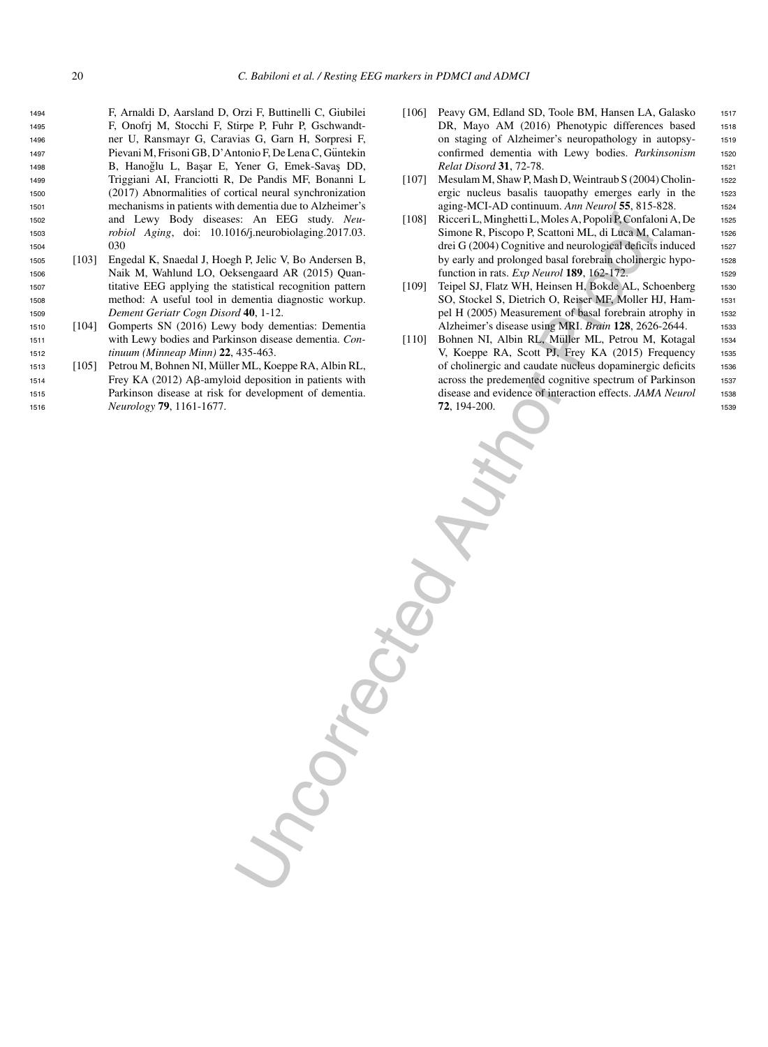F, Arnaldi D, Aarsland D, Orzi F, Buttinelli C, Giubilei F, Onofrj M, Stocchi F, Stirpe P, Fuhr P, Gschwandtner U, Ransmayr G, Caravias G, Garn H, Sorpresi F, Pievani M, Frisoni GB, D'Antonio F, De Lena C, Güntekin B, Hanoğlu L, Başar E, Yener G, Emek-Savaş DD, Triggiani AI, Franciotti R, De Pandis MF, Bonanni L (2017) Abnormalities of cortical neural synchronization mechanisms in patients with dementia due to Alzheimer's and Lewy Body diseases: An EEG study. *Neurobiol Aging*, doi: 10.1016/j.neurobiolaging.2017.03.030

[103] Engedal K, Snaedal J, Hoegh P, Jelic V, Bo Andersen B, Naik M, Wahlund LO, Oeksengaard AR (2015) Quantitative EEG applying the statistical recognition pattern method: A useful tool in dementia diagnostic workup. *Dement Geriatr Cogn Disord* **40**, 1-12.

[104] Gomperts SN (2016) Lewy body dementias: Dementia with Lewy bodies and Parkinson disease dementia. *Continuum (Minneap Minn)* **22**, 435-463.

[105] Petrou M, Bohnen NI, Müller ML, Koeppe RA, Albin RL, Frey KA (2012) Aβ-amyloid deposition in patients with Parkinson disease at risk for development of dementia. *Neurology* **79**, 1161-1677.

[106] Peavy GM, Edland SD, Toole BM, Hansen LA, Galasko DR, Mayo AM (2016) Phenotypic differences based on staging of Alzheimer's neuropathology in autopsy-confirmed dementia with Lewy bodies. *Parkinsonism Relat Disord* **31**, 72-78.

[107] Mesulam M, Shaw P, Mash D, Weintraub S (2004) Cholinergic nucleus basalis tauopathy emerges early in the aging-MCI-AD continuum. *Ann Neurol* **55**, 815-828.

[108] Ricceri L, Minghetti L, Moles A, Popoli P, Confaloni A, De Simone R, Piscopo P, Scattoni ML, di Luca M, Calamandrei G (2004) Cognitive and neurological deficits induced by early and prolonged basal forebrain cholinergic hypofunction in rats. *Exp Neurol* **189**, 162-172.

[109] Teipel SJ, Flatz WH, Heinsen H, Bokde AL, Schoenberg SO, Stockel S, Dietrich O, Reiser MF, Moller HJ, Hampel H (2005) Measurement of basal forebrain atrophy in Alzheimer's disease using MRI. *Brain* **128**, 2626-2644.

[110] Bohnen NI, Albin RL, Müller ML, Petrou M, Kotagal V, Koeppe RA, Scott PJ, Frey KA (2015) Frequency of cholinergic and caudate nucleus dopaminergic deficits across the predemented cognitive spectrum of Parkinson disease and evidence of interaction effects. *JAMA Neurol* **72**, 194-200.